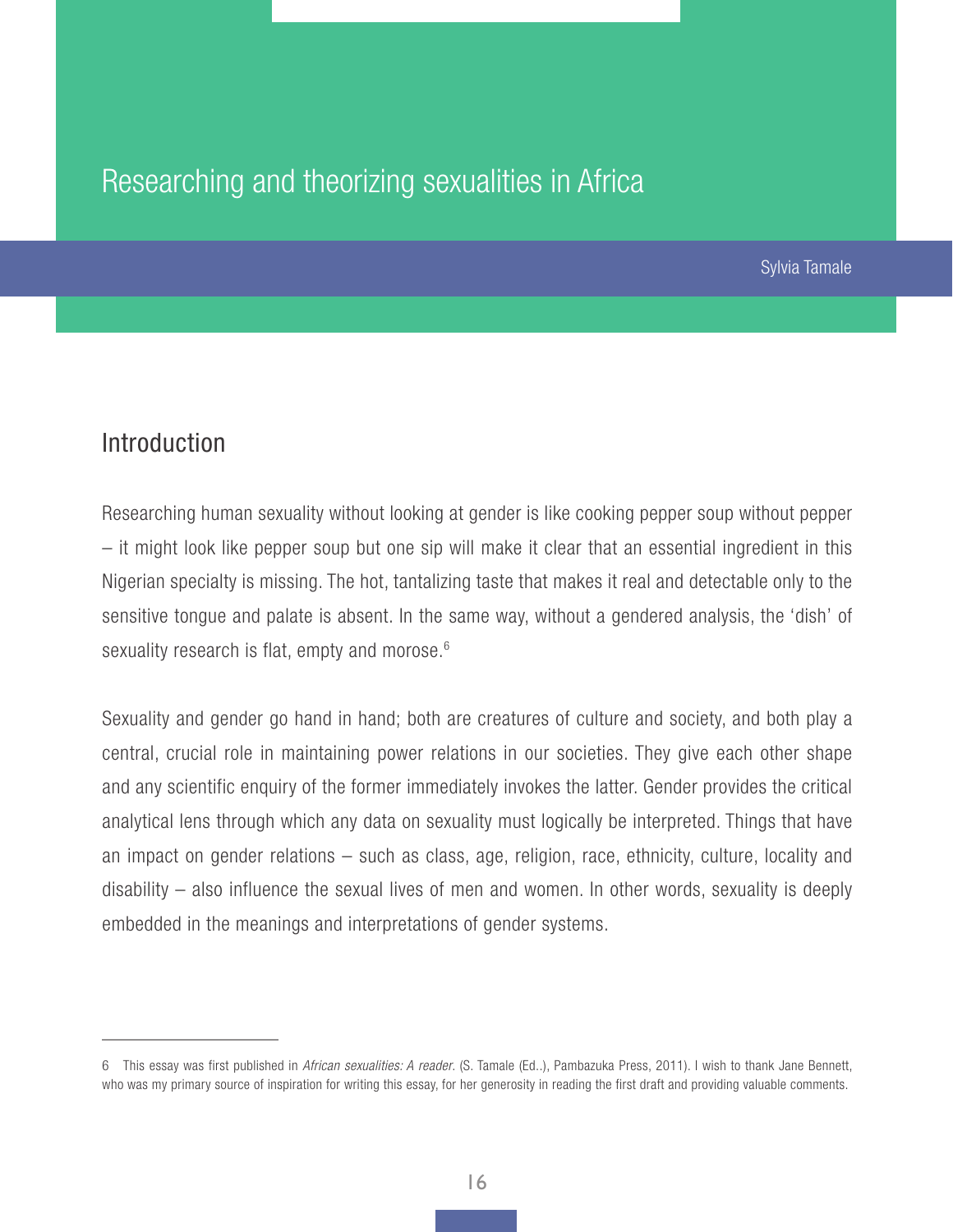# Researching and theorizing sexualities in Africa

Sylvia Tamale

## Introduction

Researching human sexuality without looking at gender is like cooking pepper soup without pepper – it might look like pepper soup but one sip will make it clear that an essential ingredient in this Nigerian specialty is missing. The hot, tantalizing taste that makes it real and detectable only to the sensitive tongue and palate is absent. In the same way, without a gendered analysis, the 'dish' of sexuality research is flat, empty and morose.[6]

Sexuality and gender go hand in hand; both are creatures of culture and society, and both play a central, crucial role in maintaining power relations in our societies. They give each other shape and any scientific enquiry of the former immediately invokes the latter. Gender provides the critical analytical lens through which any data on sexuality must logically be interpreted. Things that have an impact on gender relations – such as class, age, religion, race, ethnicity, culture, locality and disability – also influence the sexual lives of men and women. In other words, sexuality is deeply embedded in the meanings and interpretations of gender systems.

---

6 This essay was first published in *African sexualities: A reader*. (S. Tamale (Ed..), Pambazuka Press, 2011). I wish to thank Jane Bennett, who was my primary source of inspiration for writing this essay, for her generosity in reading the first draft and providing valuable comments.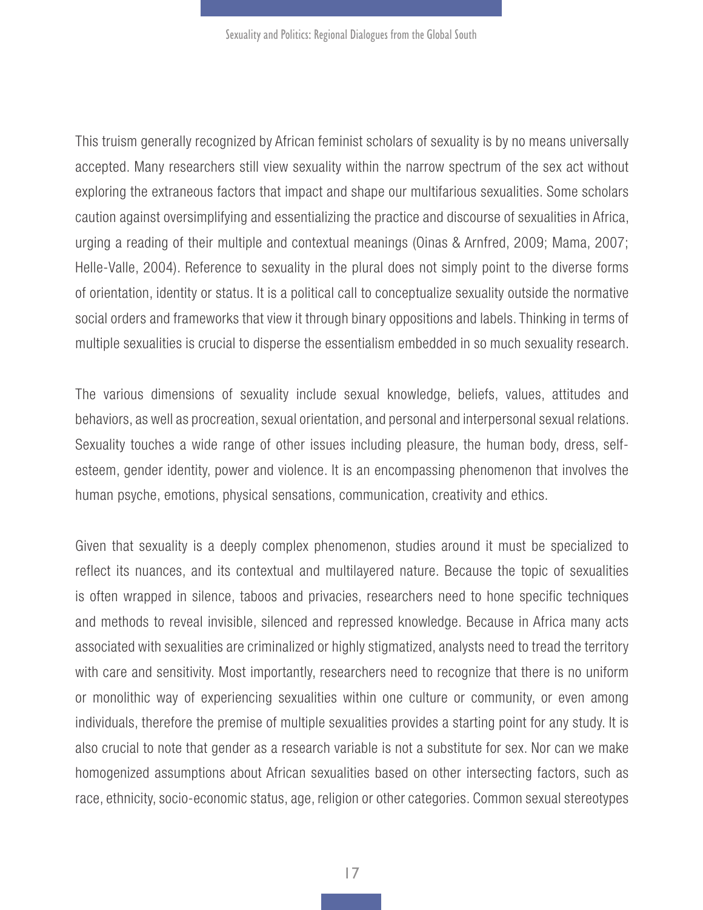This truism generally recognized by African feminist scholars of sexuality is by no means universally accepted. Many researchers still view sexuality within the narrow spectrum of the sex act without exploring the extraneous factors that impact and shape our multifarious sexualities. Some scholars caution against oversimplifying and essentializing the practice and discourse of sexualities in Africa, urging a reading of their multiple and contextual meanings (Oinas & Arnfred, 2009; Mama, 2007; Helle-Valle, 2004). Reference to sexuality in the plural does not simply point to the diverse forms of orientation, identity or status. It is a political call to conceptualize sexuality outside the normative social orders and frameworks that view it through binary oppositions and labels. Thinking in terms of multiple sexualities is crucial to disperse the essentialism embedded in so much sexuality research.

The various dimensions of sexuality include sexual knowledge, beliefs, values, attitudes and behaviors, as well as procreation, sexual orientation, and personal and interpersonal sexual relations. Sexuality touches a wide range of other issues including pleasure, the human body, dress, self-esteem, gender identity, power and violence. It is an encompassing phenomenon that involves the human psyche, emotions, physical sensations, communication, creativity and ethics.

Given that sexuality is a deeply complex phenomenon, studies around it must be specialized to reflect its nuances, and its contextual and multilayered nature. Because the topic of sexualities is often wrapped in silence, taboos and privacies, researchers need to hone specific techniques and methods to reveal invisible, silenced and repressed knowledge. Because in Africa many acts associated with sexualities are criminalized or highly stigmatized, analysts need to tread the territory with care and sensitivity. Most importantly, researchers need to recognize that there is no uniform or monolithic way of experiencing sexualities within one culture or community, or even among individuals, therefore the premise of multiple sexualities provides a starting point for any study. It is also crucial to note that gender as a research variable is not a substitute for sex. Nor can we make homogenized assumptions about African sexualities based on other intersecting factors, such as race, ethnicity, socio-economic status, age, religion or other categories. Common sexual stereotypes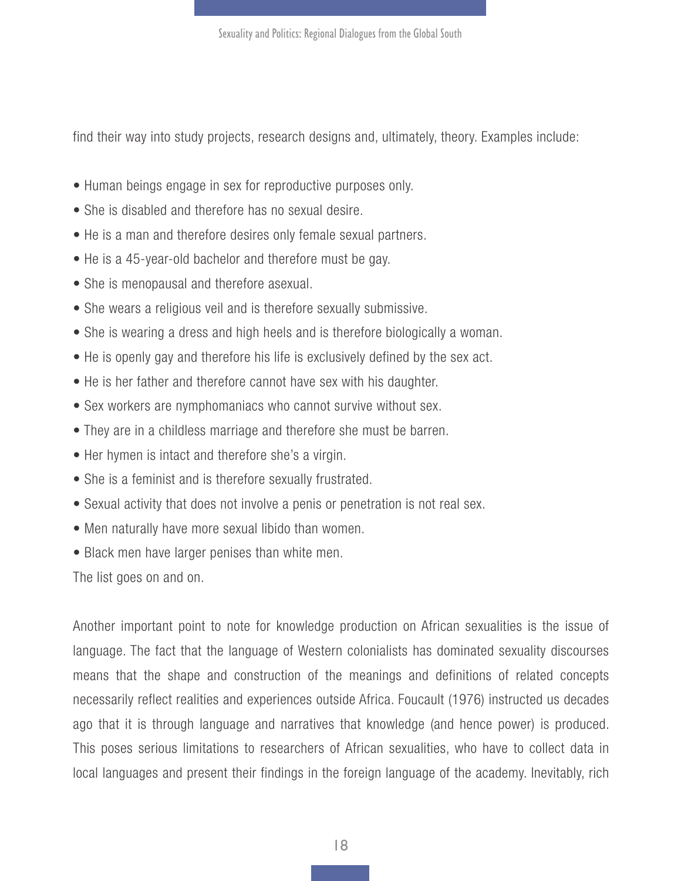find their way into study projects, research designs and, ultimately, theory. Examples include:

- Human beings engage in sex for reproductive purposes only.
- She is disabled and therefore has no sexual desire.
- He is a man and therefore desires only female sexual partners.
- He is a 45-year-old bachelor and therefore must be gay.
- She is menopausal and therefore asexual.
- She wears a religious veil and is therefore sexually submissive.
- She is wearing a dress and high heels and is therefore biologically a woman.
- He is openly gay and therefore his life is exclusively defined by the sex act.
- He is her father and therefore cannot have sex with his daughter.
- Sex workers are nymphomaniacs who cannot survive without sex.
- They are in a childless marriage and therefore she must be barren.
- Her hymen is intact and therefore she's a virgin.
- She is a feminist and is therefore sexually frustrated.
- Sexual activity that does not involve a penis or penetration is not real sex.
- Men naturally have more sexual libido than women.
- Black men have larger penises than white men.

The list goes on and on.

Another important point to note for knowledge production on African sexualities is the issue of language. The fact that the language of Western colonialists has dominated sexuality discourses means that the shape and construction of the meanings and definitions of related concepts necessarily reflect realities and experiences outside Africa. Foucault (1976) instructed us decades ago that it is through language and narratives that knowledge (and hence power) is produced. This poses serious limitations to researchers of African sexualities, who have to collect data in local languages and present their findings in the foreign language of the academy. Inevitably, rich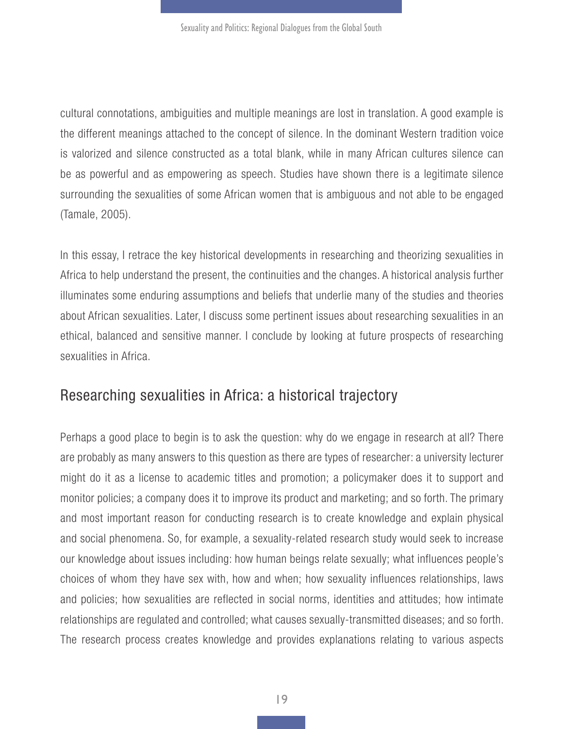cultural connotations, ambiguities and multiple meanings are lost in translation. A good example is the different meanings attached to the concept of silence. In the dominant Western tradition voice is valorized and silence constructed as a total blank, while in many African cultures silence can be as powerful and as empowering as speech. Studies have shown there is a legitimate silence surrounding the sexualities of some African women that is ambiguous and not able to be engaged (Tamale, 2005).

In this essay, I retrace the key historical developments in researching and theorizing sexualities in Africa to help understand the present, the continuities and the changes. A historical analysis further illuminates some enduring assumptions and beliefs that underlie many of the studies and theories about African sexualities. Later, I discuss some pertinent issues about researching sexualities in an ethical, balanced and sensitive manner. I conclude by looking at future prospects of researching sexualities in Africa.

## Researching sexualities in Africa: a historical trajectory

Perhaps a good place to begin is to ask the question: why do we engage in research at all? There are probably as many answers to this question as there are types of researcher: a university lecturer might do it as a license to academic titles and promotion; a policymaker does it to support and monitor policies; a company does it to improve its product and marketing; and so forth. The primary and most important reason for conducting research is to create knowledge and explain physical and social phenomena. So, for example, a sexuality-related research study would seek to increase our knowledge about issues including: how human beings relate sexually; what influences people's choices of whom they have sex with, how and when; how sexuality influences relationships, laws and policies; how sexualities are reflected in social norms, identities and attitudes; how intimate relationships are regulated and controlled; what causes sexually-transmitted diseases; and so forth. The research process creates knowledge and provides explanations relating to various aspects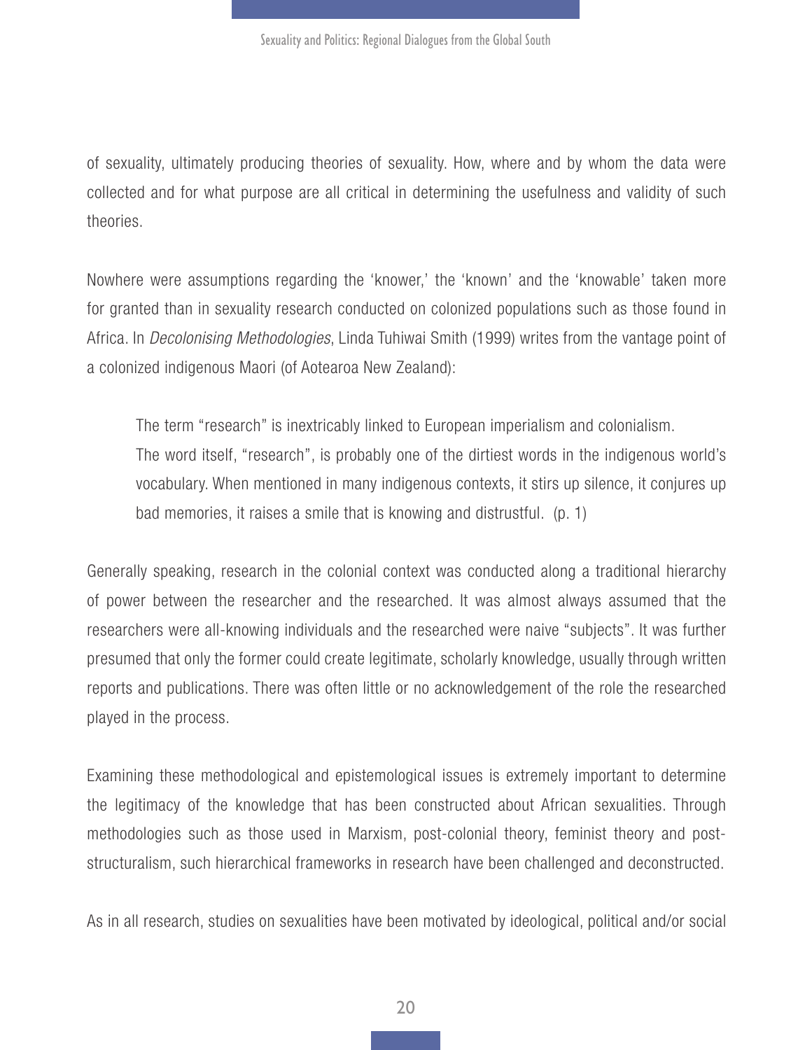of sexuality, ultimately producing theories of sexuality. How, where and by whom the data were collected and for what purpose are all critical in determining the usefulness and validity of such theories.

Nowhere were assumptions regarding the 'knower,' the 'known' and the 'knowable' taken more for granted than in sexuality research conducted on colonized populations such as those found in Africa. In *Decolonising Methodologies*, Linda Tuhiwai Smith (1999) writes from the vantage point of a colonized indigenous Maori (of Aotearoa New Zealand):

> The term "research" is inextricably linked to European imperialism and colonialism. The word itself, "research", is probably one of the dirtiest words in the indigenous world's vocabulary. When mentioned in many indigenous contexts, it stirs up silence, it conjures up bad memories, it raises a smile that is knowing and distrustful. (p. 1)

Generally speaking, research in the colonial context was conducted along a traditional hierarchy of power between the researcher and the researched. It was almost always assumed that the researchers were all-knowing individuals and the researched were naive "subjects". It was further presumed that only the former could create legitimate, scholarly knowledge, usually through written reports and publications. There was often little or no acknowledgement of the role the researched played in the process.

Examining these methodological and epistemological issues is extremely important to determine the legitimacy of the knowledge that has been constructed about African sexualities. Through methodologies such as those used in Marxism, post-colonial theory, feminist theory and post-structuralism, such hierarchical frameworks in research have been challenged and deconstructed.

As in all research, studies on sexualities have been motivated by ideological, political and/or social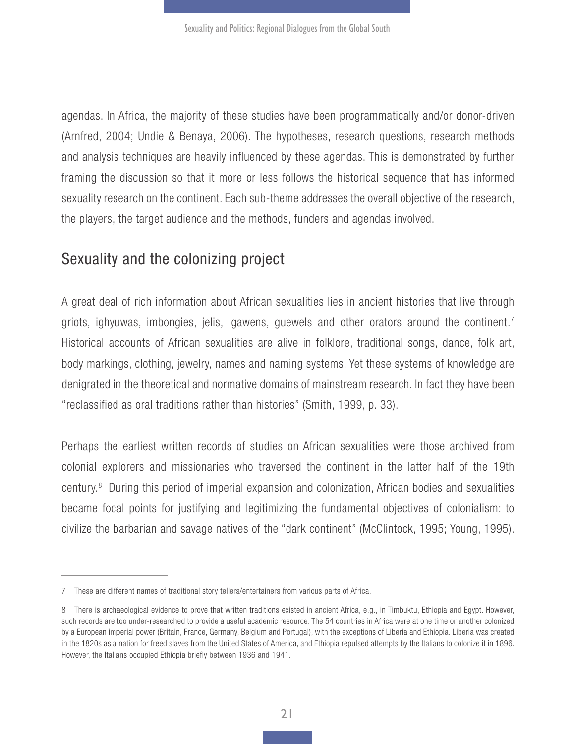agendas. In Africa, the majority of these studies have been programmatically and/or donor-driven (Arnfred, 2004; Undie & Benaya, 2006). The hypotheses, research questions, research methods and analysis techniques are heavily influenced by these agendas. This is demonstrated by further framing the discussion so that it more or less follows the historical sequence that has informed sexuality research on the continent. Each sub-theme addresses the overall objective of the research, the players, the target audience and the methods, funders and agendas involved.

## Sexuality and the colonizing project

A great deal of rich information about African sexualities lies in ancient histories that live through griots, ighyuwas, imbongies, jelis, igawens, guewels and other orators around the continent.[7] Historical accounts of African sexualities are alive in folklore, traditional songs, dance, folk art, body markings, clothing, jewelry, names and naming systems. Yet these systems of knowledge are denigrated in the theoretical and normative domains of mainstream research. In fact they have been "reclassified as oral traditions rather than histories" (Smith, 1999, p. 33).

Perhaps the earliest written records of studies on African sexualities were those archived from colonial explorers and missionaries who traversed the continent in the latter half of the 19th century.[8] During this period of imperial expansion and colonization, African bodies and sexualities became focal points for justifying and legitimizing the fundamental objectives of colonialism: to civilize the barbarian and savage natives of the "dark continent" (McClintock, 1995; Young, 1995).

---

7 These are different names of traditional story tellers/entertainers from various parts of Africa.

8 There is archaeological evidence to prove that written traditions existed in ancient Africa, e.g., in Timbuktu, Ethiopia and Egypt. However, such records are too under-researched to provide a useful academic resource. The 54 countries in Africa were at one time or another colonized by a European imperial power (Britain, France, Germany, Belgium and Portugal), with the exceptions of Liberia and Ethiopia. Liberia was created in the 1820s as a nation for freed slaves from the United States of America, and Ethiopia repulsed attempts by the Italians to colonize it in 1896. However, the Italians occupied Ethiopia briefly between 1936 and 1941.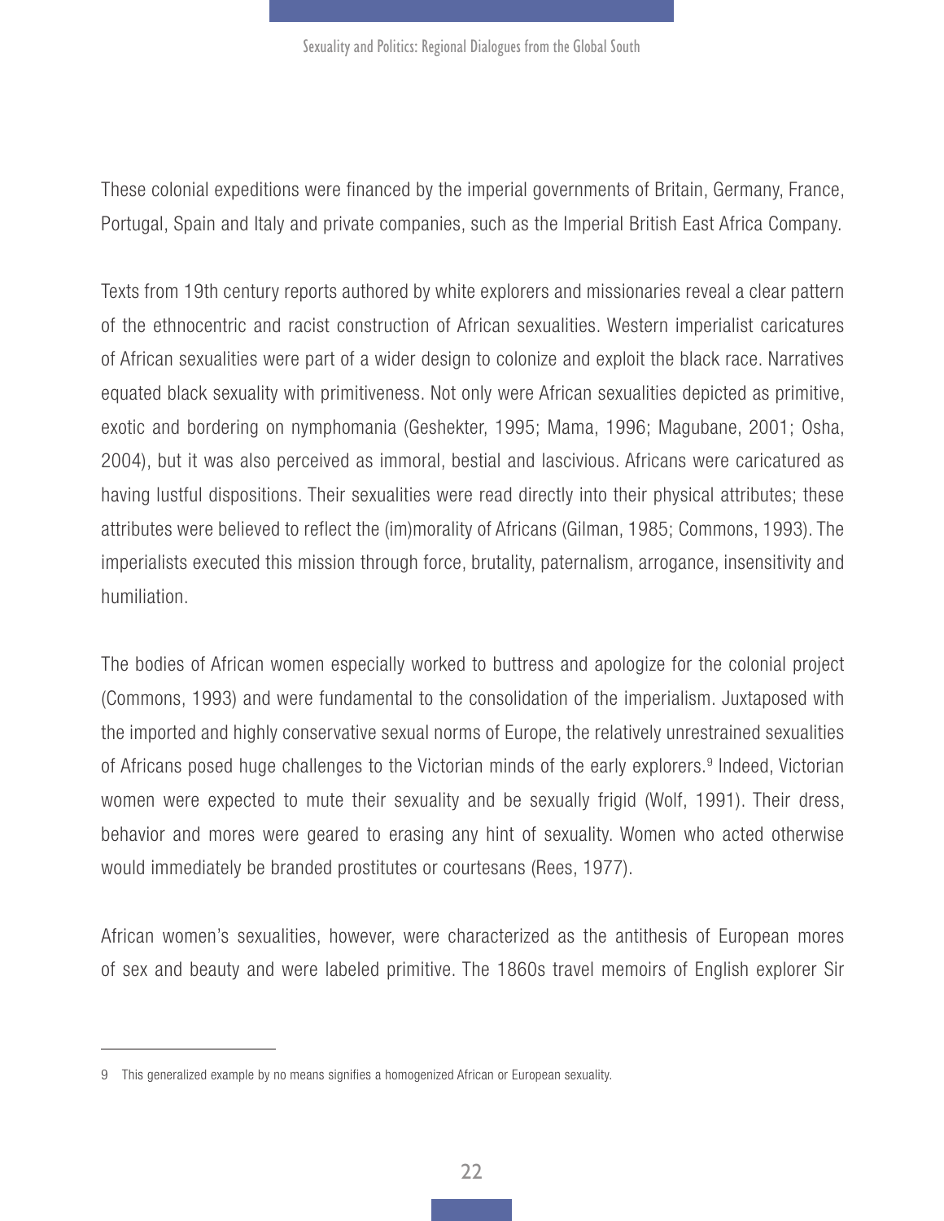These colonial expeditions were financed by the imperial governments of Britain, Germany, France, Portugal, Spain and Italy and private companies, such as the Imperial British East Africa Company.

Texts from 19th century reports authored by white explorers and missionaries reveal a clear pattern of the ethnocentric and racist construction of African sexualities. Western imperialist caricatures of African sexualities were part of a wider design to colonize and exploit the black race. Narratives equated black sexuality with primitiveness. Not only were African sexualities depicted as primitive, exotic and bordering on nymphomania (Geshekter, 1995; Mama, 1996; Magubane, 2001; Osha, 2004), but it was also perceived as immoral, bestial and lascivious. Africans were caricatured as having lustful dispositions. Their sexualities were read directly into their physical attributes; these attributes were believed to reflect the (im)morality of Africans (Gilman, 1985; Commons, 1993). The imperialists executed this mission through force, brutality, paternalism, arrogance, insensitivity and humiliation.

The bodies of African women especially worked to buttress and apologize for the colonial project (Commons, 1993) and were fundamental to the consolidation of the imperialism. Juxtaposed with the imported and highly conservative sexual norms of Europe, the relatively unrestrained sexualities of Africans posed huge challenges to the Victorian minds of the early explorers.[9] Indeed, Victorian women were expected to mute their sexuality and be sexually frigid (Wolf, 1991). Their dress, behavior and mores were geared to erasing any hint of sexuality. Women who acted otherwise would immediately be branded prostitutes or courtesans (Rees, 1977).

African women's sexualities, however, were characterized as the antithesis of European mores of sex and beauty and were labeled primitive. The 1860s travel memoirs of English explorer Sir

---

9 This generalized example by no means signifies a homogenized African or European sexuality.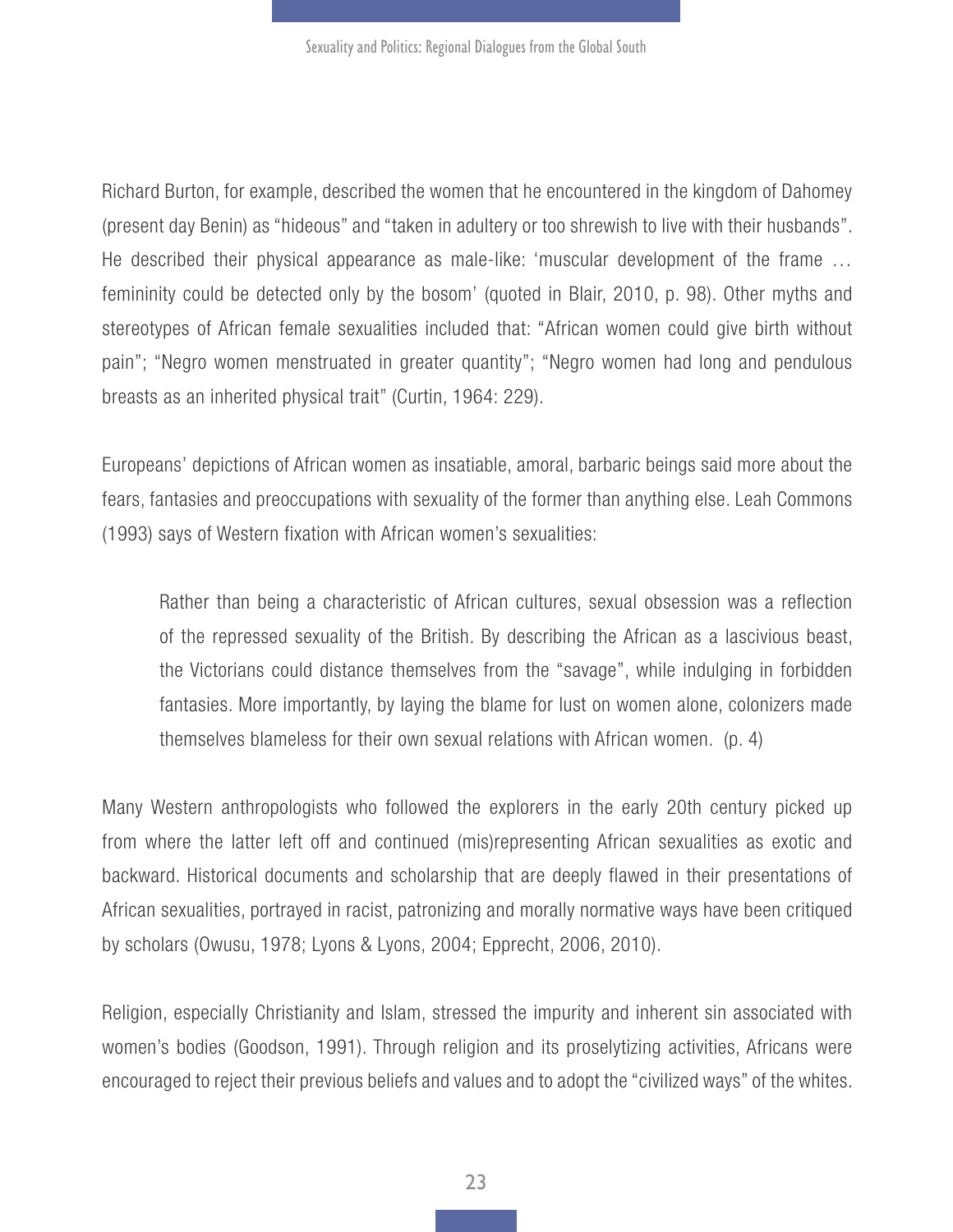Richard Burton, for example, described the women that he encountered in the kingdom of Dahomey (present day Benin) as "hideous" and "taken in adultery or too shrewish to live with their husbands". He described their physical appearance as male-like: 'muscular development of the frame … femininity could be detected only by the bosom' (quoted in Blair, 2010, p. 98). Other myths and stereotypes of African female sexualities included that: "African women could give birth without pain"; "Negro women menstruated in greater quantity"; "Negro women had long and pendulous breasts as an inherited physical trait" (Curtin, 1964: 229).

Europeans' depictions of African women as insatiable, amoral, barbaric beings said more about the fears, fantasies and preoccupations with sexuality of the former than anything else. Leah Commons (1993) says of Western fixation with African women's sexualities:

> Rather than being a characteristic of African cultures, sexual obsession was a reflection of the repressed sexuality of the British. By describing the African as a lascivious beast, the Victorians could distance themselves from the "savage", while indulging in forbidden fantasies. More importantly, by laying the blame for lust on women alone, colonizers made themselves blameless for their own sexual relations with African women. (p. 4)

Many Western anthropologists who followed the explorers in the early 20th century picked up from where the latter left off and continued (mis)representing African sexualities as exotic and backward. Historical documents and scholarship that are deeply flawed in their presentations of African sexualities, portrayed in racist, patronizing and morally normative ways have been critiqued by scholars (Owusu, 1978; Lyons & Lyons, 2004; Epprecht, 2006, 2010).

Religion, especially Christianity and Islam, stressed the impurity and inherent sin associated with women's bodies (Goodson, 1991). Through religion and its proselytizing activities, Africans were encouraged to reject their previous beliefs and values and to adopt the "civilized ways" of the whites.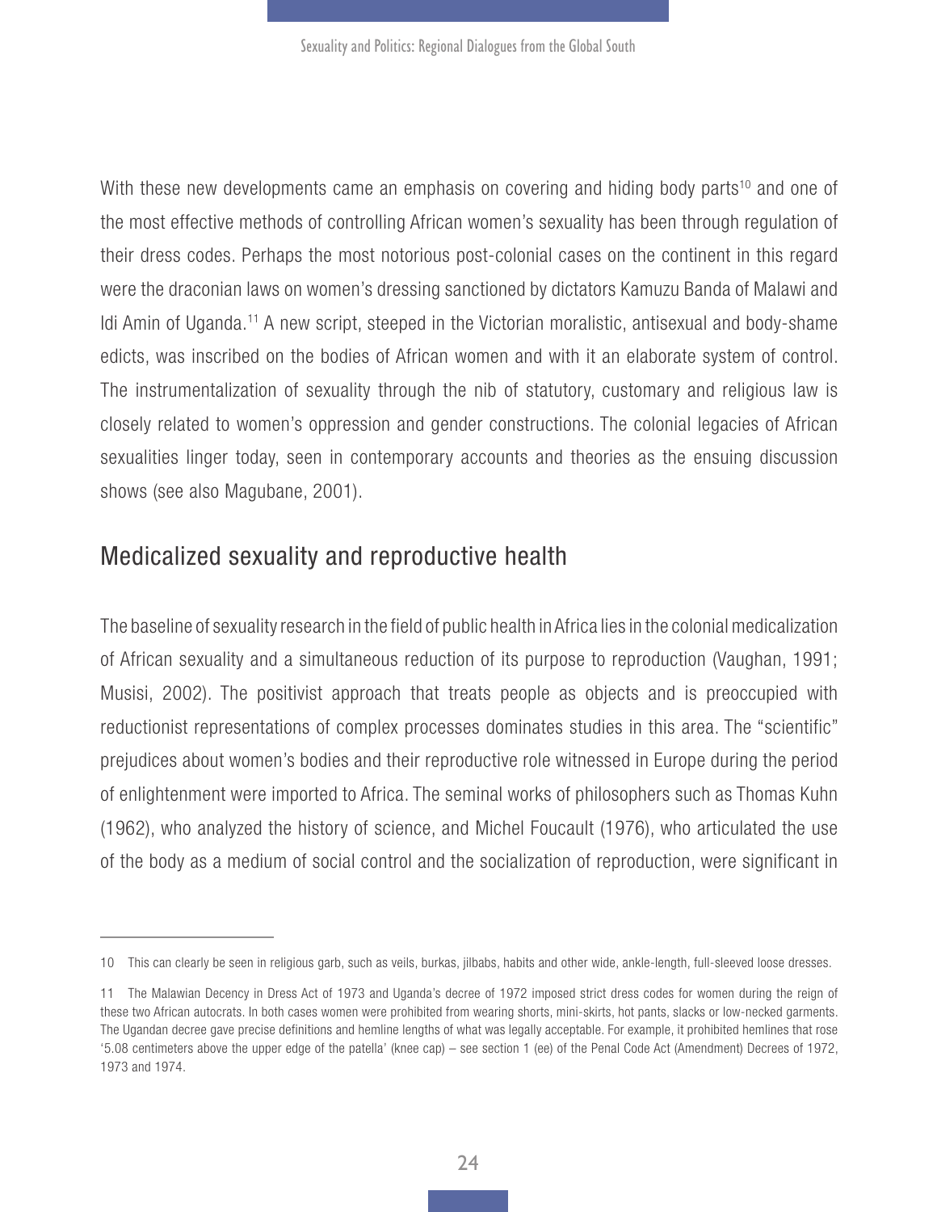With these new developments came an emphasis on covering and hiding body parts[10] and one of the most effective methods of controlling African women's sexuality has been through regulation of their dress codes. Perhaps the most notorious post-colonial cases on the continent in this regard were the draconian laws on women's dressing sanctioned by dictators Kamuzu Banda of Malawi and Idi Amin of Uganda.[11] A new script, steeped in the Victorian moralistic, antisexual and body-shame edicts, was inscribed on the bodies of African women and with it an elaborate system of control. The instrumentalization of sexuality through the nib of statutory, customary and religious law is closely related to women's oppression and gender constructions. The colonial legacies of African sexualities linger today, seen in contemporary accounts and theories as the ensuing discussion shows (see also Magubane, 2001).

## Medicalized sexuality and reproductive health

The baseline of sexuality research in the field of public health in Africa lies in the colonial medicalization of African sexuality and a simultaneous reduction of its purpose to reproduction (Vaughan, 1991; Musisi, 2002). The positivist approach that treats people as objects and is preoccupied with reductionist representations of complex processes dominates studies in this area. The "scientific" prejudices about women's bodies and their reproductive role witnessed in Europe during the period of enlightenment were imported to Africa. The seminal works of philosophers such as Thomas Kuhn (1962), who analyzed the history of science, and Michel Foucault (1976), who articulated the use of the body as a medium of social control and the socialization of reproduction, were significant in

---

10 This can clearly be seen in religious garb, such as veils, burkas, jilbabs, habits and other wide, ankle-length, full-sleeved loose dresses.

11 The Malawian Decency in Dress Act of 1973 and Uganda's decree of 1972 imposed strict dress codes for women during the reign of these two African autocrats. In both cases women were prohibited from wearing shorts, mini-skirts, hot pants, slacks or low-necked garments. The Ugandan decree gave precise definitions and hemline lengths of what was legally acceptable. For example, it prohibited hemlines that rose '5.08 centimeters above the upper edge of the patella' (knee cap) – see section 1 (ee) of the Penal Code Act (Amendment) Decrees of 1972, 1973 and 1974.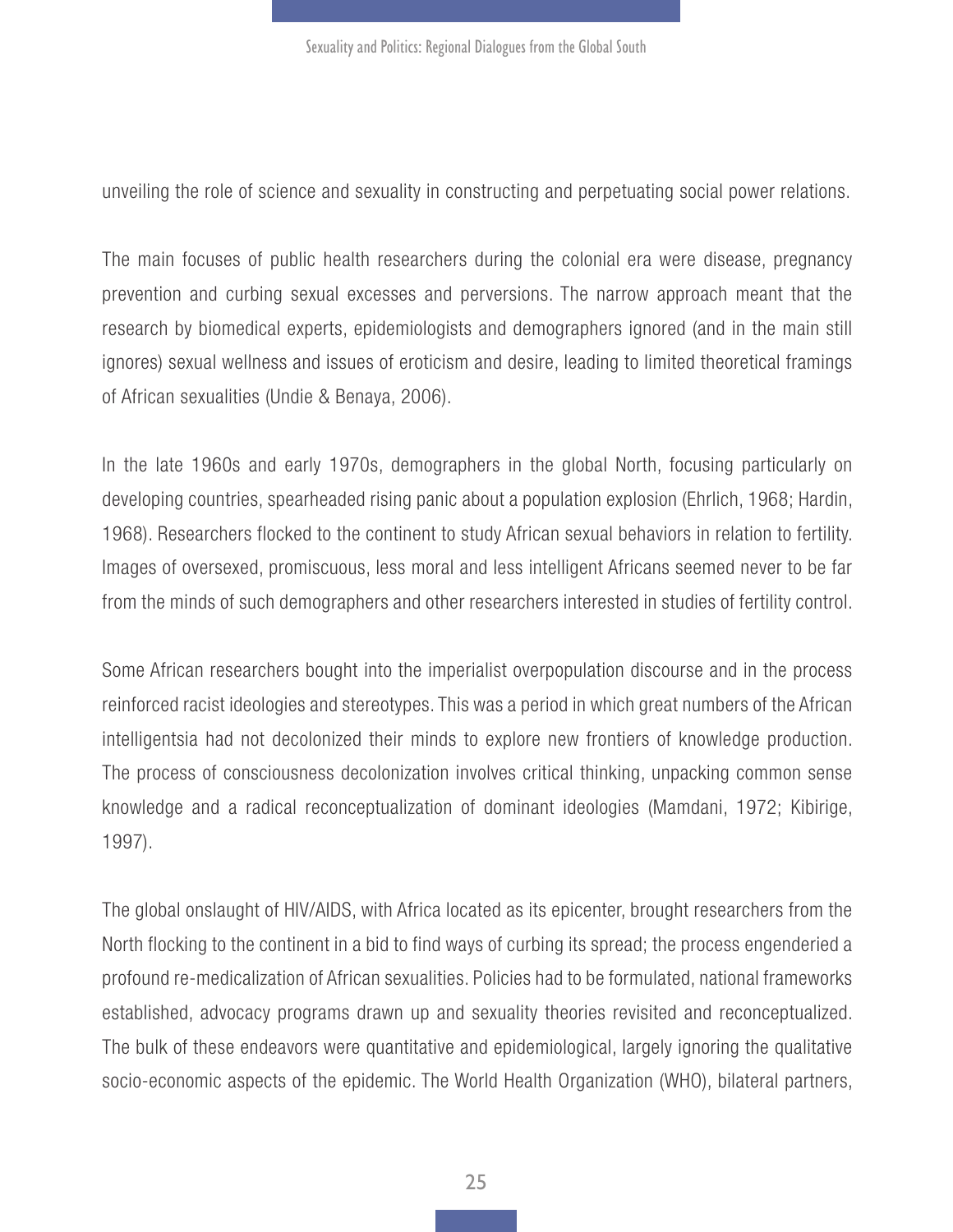unveiling the role of science and sexuality in constructing and perpetuating social power relations.

The main focuses of public health researchers during the colonial era were disease, pregnancy prevention and curbing sexual excesses and perversions. The narrow approach meant that the research by biomedical experts, epidemiologists and demographers ignored (and in the main still ignores) sexual wellness and issues of eroticism and desire, leading to limited theoretical framings of African sexualities (Undie & Benaya, 2006).

In the late 1960s and early 1970s, demographers in the global North, focusing particularly on developing countries, spearheaded rising panic about a population explosion (Ehrlich, 1968; Hardin, 1968). Researchers flocked to the continent to study African sexual behaviors in relation to fertility. Images of oversexed, promiscuous, less moral and less intelligent Africans seemed never to be far from the minds of such demographers and other researchers interested in studies of fertility control.

Some African researchers bought into the imperialist overpopulation discourse and in the process reinforced racist ideologies and stereotypes. This was a period in which great numbers of the African intelligentsia had not decolonized their minds to explore new frontiers of knowledge production. The process of consciousness decolonization involves critical thinking, unpacking common sense knowledge and a radical reconceptualization of dominant ideologies (Mamdani, 1972; Kibirige, 1997).

The global onslaught of HIV/AIDS, with Africa located as its epicenter, brought researchers from the North flocking to the continent in a bid to find ways of curbing its spread; the process engenderied a profound re-medicalization of African sexualities. Policies had to be formulated, national frameworks established, advocacy programs drawn up and sexuality theories revisited and reconceptualized. The bulk of these endeavors were quantitative and epidemiological, largely ignoring the qualitative socio-economic aspects of the epidemic. The World Health Organization (WHO), bilateral partners,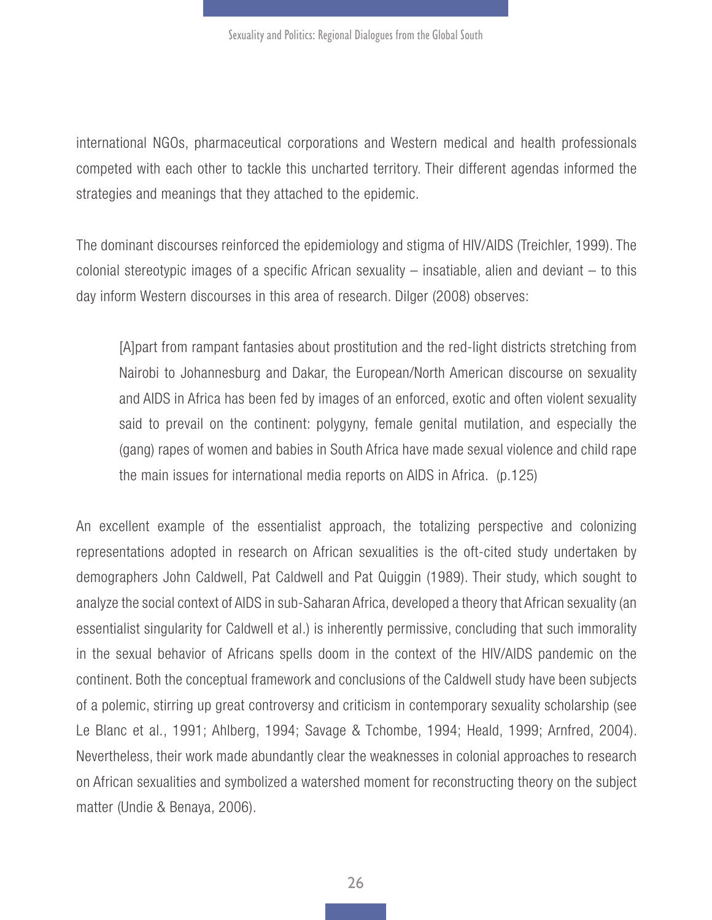international NGOs, pharmaceutical corporations and Western medical and health professionals competed with each other to tackle this uncharted territory. Their different agendas informed the strategies and meanings that they attached to the epidemic.

The dominant discourses reinforced the epidemiology and stigma of HIV/AIDS (Treichler, 1999). The colonial stereotypic images of a specific African sexuality – insatiable, alien and deviant – to this day inform Western discourses in this area of research. Dilger (2008) observes:

> [A]part from rampant fantasies about prostitution and the red-light districts stretching from Nairobi to Johannesburg and Dakar, the European/North American discourse on sexuality and AIDS in Africa has been fed by images of an enforced, exotic and often violent sexuality said to prevail on the continent: polygyny, female genital mutilation, and especially the (gang) rapes of women and babies in South Africa have made sexual violence and child rape the main issues for international media reports on AIDS in Africa. (p.125)

An excellent example of the essentialist approach, the totalizing perspective and colonizing representations adopted in research on African sexualities is the oft-cited study undertaken by demographers John Caldwell, Pat Caldwell and Pat Quiggin (1989). Their study, which sought to analyze the social context of AIDS in sub-Saharan Africa, developed a theory that African sexuality (an essentialist singularity for Caldwell et al.) is inherently permissive, concluding that such immorality in the sexual behavior of Africans spells doom in the context of the HIV/AIDS pandemic on the continent. Both the conceptual framework and conclusions of the Caldwell study have been subjects of a polemic, stirring up great controversy and criticism in contemporary sexuality scholarship (see Le Blanc et al., 1991; Ahlberg, 1994; Savage & Tchombe, 1994; Heald, 1999; Arnfred, 2004). Nevertheless, their work made abundantly clear the weaknesses in colonial approaches to research on African sexualities and symbolized a watershed moment for reconstructing theory on the subject matter (Undie & Benaya, 2006).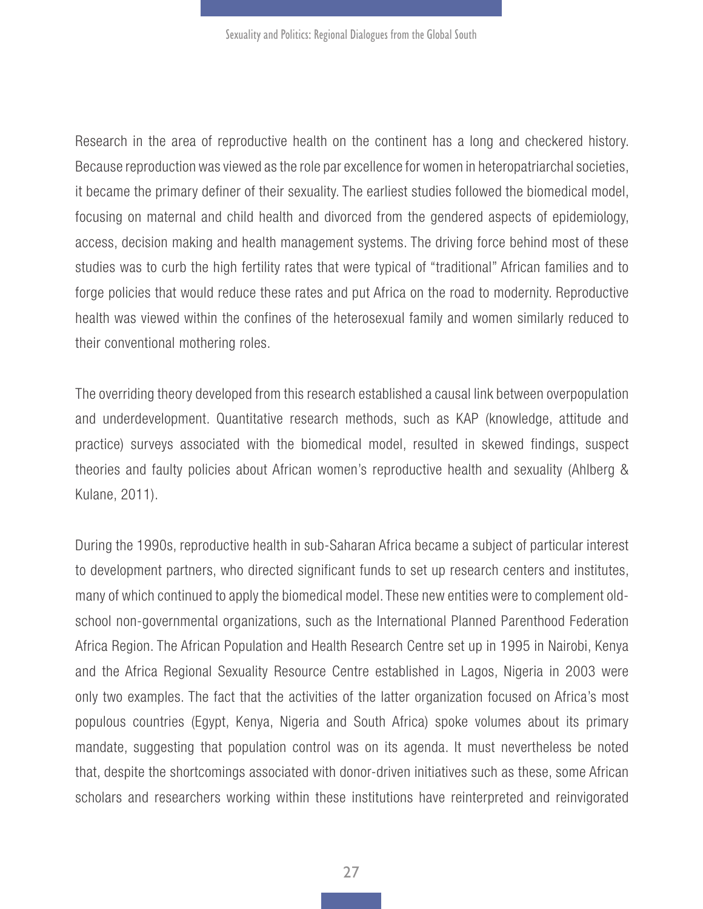Research in the area of reproductive health on the continent has a long and checkered history. Because reproduction was viewed as the role par excellence for women in heteropatriarchal societies, it became the primary definer of their sexuality. The earliest studies followed the biomedical model, focusing on maternal and child health and divorced from the gendered aspects of epidemiology, access, decision making and health management systems. The driving force behind most of these studies was to curb the high fertility rates that were typical of "traditional" African families and to forge policies that would reduce these rates and put Africa on the road to modernity. Reproductive health was viewed within the confines of the heterosexual family and women similarly reduced to their conventional mothering roles.

The overriding theory developed from this research established a causal link between overpopulation and underdevelopment. Quantitative research methods, such as KAP (knowledge, attitude and practice) surveys associated with the biomedical model, resulted in skewed findings, suspect theories and faulty policies about African women's reproductive health and sexuality (Ahlberg & Kulane, 2011).

During the 1990s, reproductive health in sub-Saharan Africa became a subject of particular interest to development partners, who directed significant funds to set up research centers and institutes, many of which continued to apply the biomedical model. These new entities were to complement old-school non-governmental organizations, such as the International Planned Parenthood Federation Africa Region. The African Population and Health Research Centre set up in 1995 in Nairobi, Kenya and the Africa Regional Sexuality Resource Centre established in Lagos, Nigeria in 2003 were only two examples. The fact that the activities of the latter organization focused on Africa's most populous countries (Egypt, Kenya, Nigeria and South Africa) spoke volumes about its primary mandate, suggesting that population control was on its agenda. It must nevertheless be noted that, despite the shortcomings associated with donor-driven initiatives such as these, some African scholars and researchers working within these institutions have reinterpreted and reinvigorated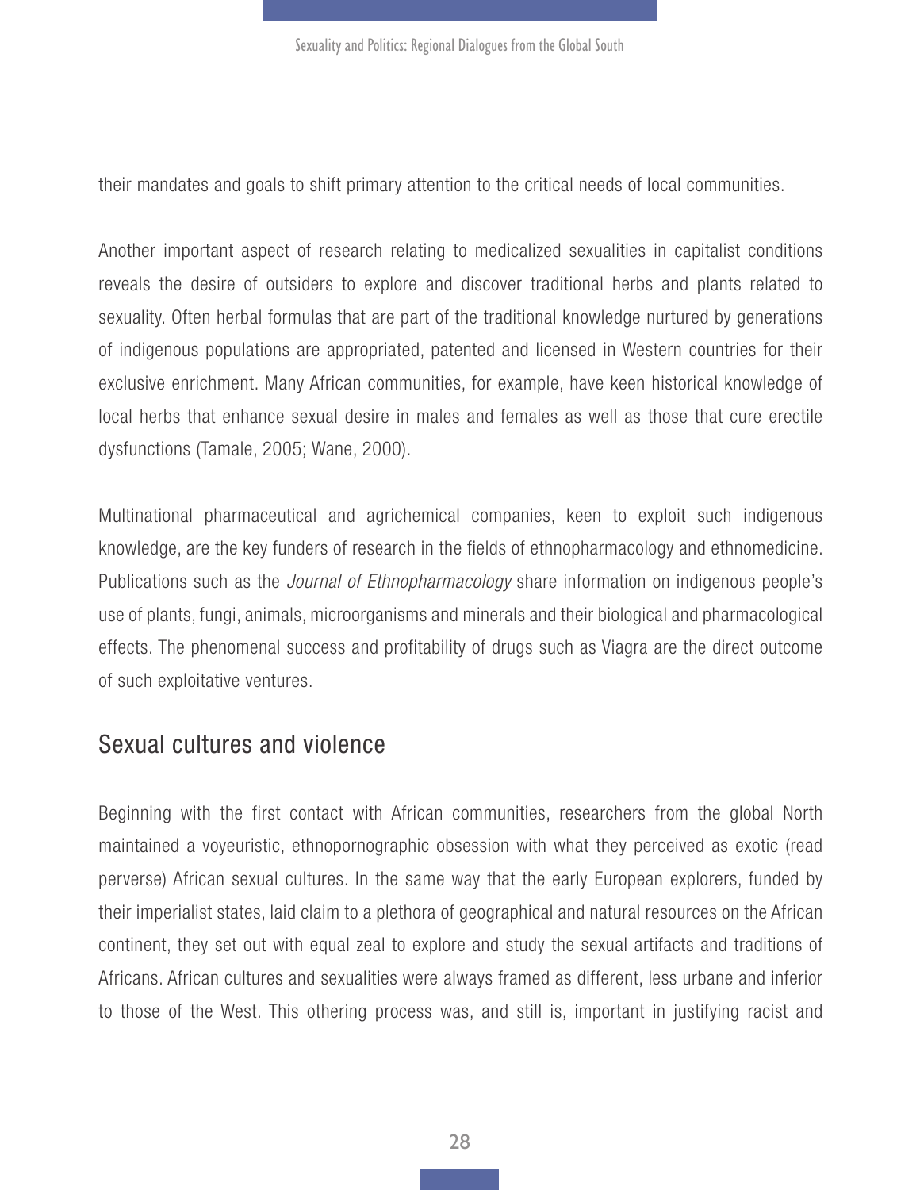their mandates and goals to shift primary attention to the critical needs of local communities.

Another important aspect of research relating to medicalized sexualities in capitalist conditions reveals the desire of outsiders to explore and discover traditional herbs and plants related to sexuality. Often herbal formulas that are part of the traditional knowledge nurtured by generations of indigenous populations are appropriated, patented and licensed in Western countries for their exclusive enrichment. Many African communities, for example, have keen historical knowledge of local herbs that enhance sexual desire in males and females as well as those that cure erectile dysfunctions (Tamale, 2005; Wane, 2000).

Multinational pharmaceutical and agrichemical companies, keen to exploit such indigenous knowledge, are the key funders of research in the fields of ethnopharmacology and ethnomedicine. Publications such as the *Journal of Ethnopharmacology* share information on indigenous people's use of plants, fungi, animals, microorganisms and minerals and their biological and pharmacological effects. The phenomenal success and profitability of drugs such as Viagra are the direct outcome of such exploitative ventures.

## Sexual cultures and violence

Beginning with the first contact with African communities, researchers from the global North maintained a voyeuristic, ethnopornographic obsession with what they perceived as exotic (read perverse) African sexual cultures. In the same way that the early European explorers, funded by their imperialist states, laid claim to a plethora of geographical and natural resources on the African continent, they set out with equal zeal to explore and study the sexual artifacts and traditions of Africans. African cultures and sexualities were always framed as different, less urbane and inferior to those of the West. This othering process was, and still is, important in justifying racist and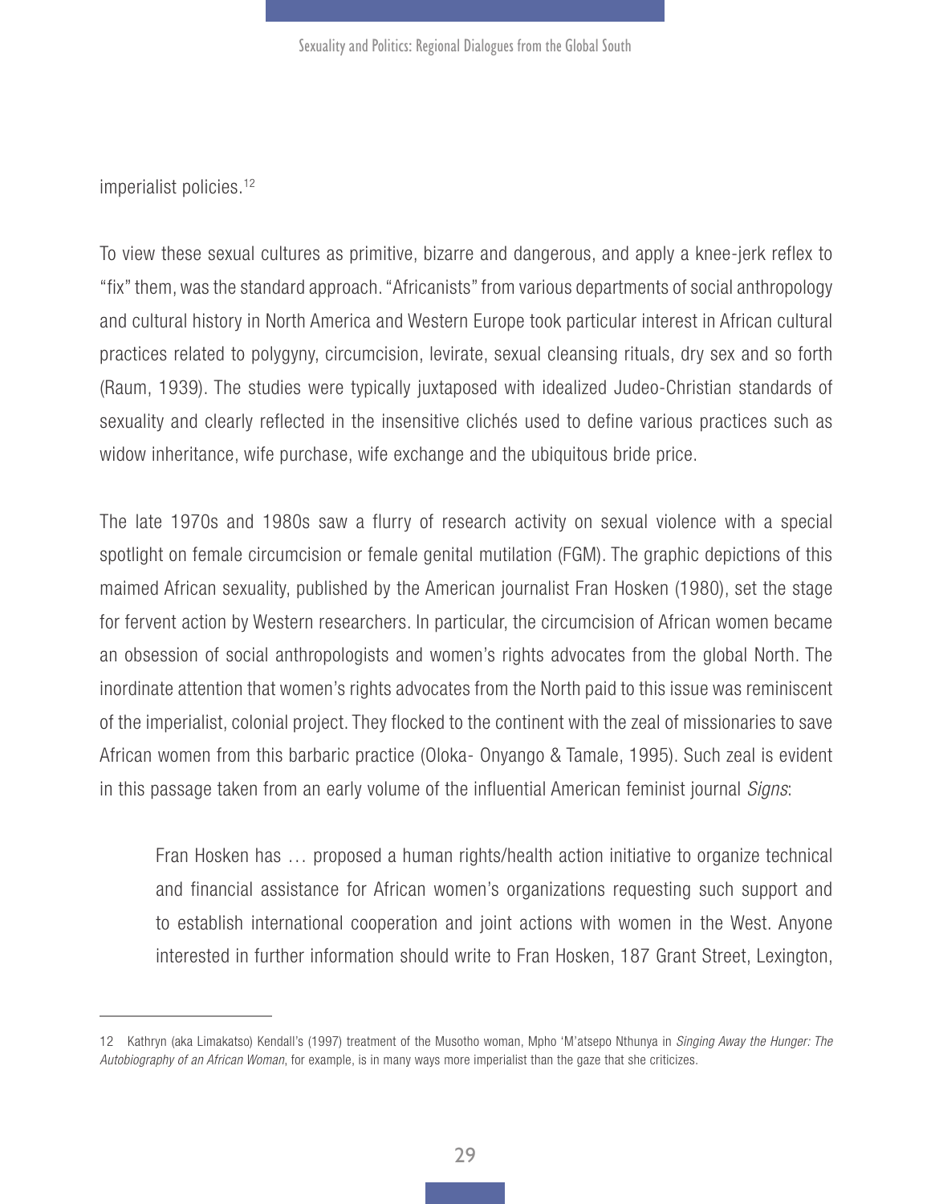imperialist policies.[12]

To view these sexual cultures as primitive, bizarre and dangerous, and apply a knee-jerk reflex to "fix" them, was the standard approach. "Africanists" from various departments of social anthropology and cultural history in North America and Western Europe took particular interest in African cultural practices related to polygyny, circumcision, levirate, sexual cleansing rituals, dry sex and so forth (Raum, 1939). The studies were typically juxtaposed with idealized Judeo-Christian standards of sexuality and clearly reflected in the insensitive clichés used to define various practices such as widow inheritance, wife purchase, wife exchange and the ubiquitous bride price.

The late 1970s and 1980s saw a flurry of research activity on sexual violence with a special spotlight on female circumcision or female genital mutilation (FGM). The graphic depictions of this maimed African sexuality, published by the American journalist Fran Hosken (1980), set the stage for fervent action by Western researchers. In particular, the circumcision of African women became an obsession of social anthropologists and women's rights advocates from the global North. The inordinate attention that women's rights advocates from the North paid to this issue was reminiscent of the imperialist, colonial project. They flocked to the continent with the zeal of missionaries to save African women from this barbaric practice (Oloka- Onyango & Tamale, 1995). Such zeal is evident in this passage taken from an early volume of the influential American feminist journal *Signs*:

> Fran Hosken has … proposed a human rights/health action initiative to organize technical and financial assistance for African women's organizations requesting such support and to establish international cooperation and joint actions with women in the West. Anyone interested in further information should write to Fran Hosken, 187 Grant Street, Lexington,

---

12 Kathryn (aka Limakatso) Kendall's (1997) treatment of the Musotho woman, Mpho 'M'atsepo Nthunya in *Singing Away the Hunger: The Autobiography of an African Woman*, for example, is in many ways more imperialist than the gaze that she criticizes.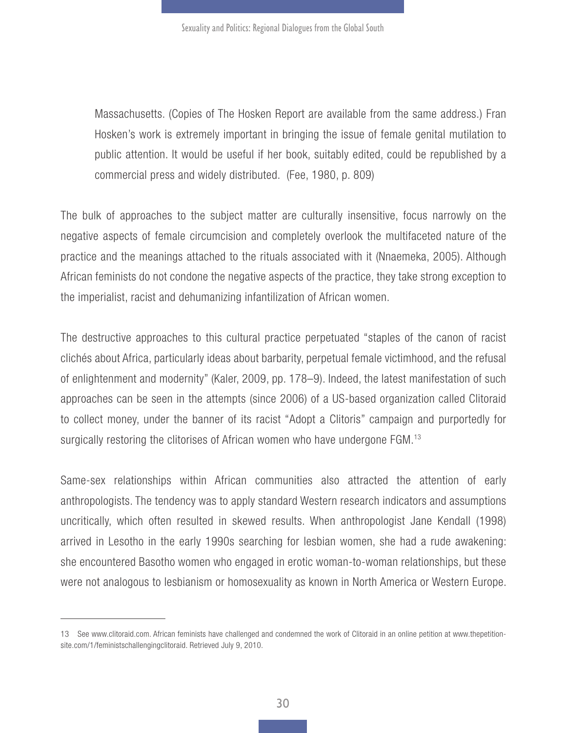> Massachusetts. (Copies of The Hosken Report are available from the same address.) Fran Hosken's work is extremely important in bringing the issue of female genital mutilation to public attention. It would be useful if her book, suitably edited, could be republished by a commercial press and widely distributed. (Fee, 1980, p. 809)

The bulk of approaches to the subject matter are culturally insensitive, focus narrowly on the negative aspects of female circumcision and completely overlook the multifaceted nature of the practice and the meanings attached to the rituals associated with it (Nnaemeka, 2005). Although African feminists do not condone the negative aspects of the practice, they take strong exception to the imperialist, racist and dehumanizing infantilization of African women.

The destructive approaches to this cultural practice perpetuated "staples of the canon of racist clichés about Africa, particularly ideas about barbarity, perpetual female victimhood, and the refusal of enlightenment and modernity" (Kaler, 2009, pp. 178–9). Indeed, the latest manifestation of such approaches can be seen in the attempts (since 2006) of a US-based organization called Clitoraid to collect money, under the banner of its racist "Adopt a Clitoris" campaign and purportedly for surgically restoring the clitorises of African women who have undergone FGM.[13]

Same-sex relationships within African communities also attracted the attention of early anthropologists. The tendency was to apply standard Western research indicators and assumptions uncritically, which often resulted in skewed results. When anthropologist Jane Kendall (1998) arrived in Lesotho in the early 1990s searching for lesbian women, she had a rude awakening: she encountered Basotho women who engaged in erotic woman-to-woman relationships, but these were not analogous to lesbianism or homosexuality as known in North America or Western Europe.

---

13 See www.clitoraid.com. African feminists have challenged and condemned the work of Clitoraid in an online petition at www.thepetitionsite.com/1/feministschallengingclitoraid. Retrieved July 9, 2010.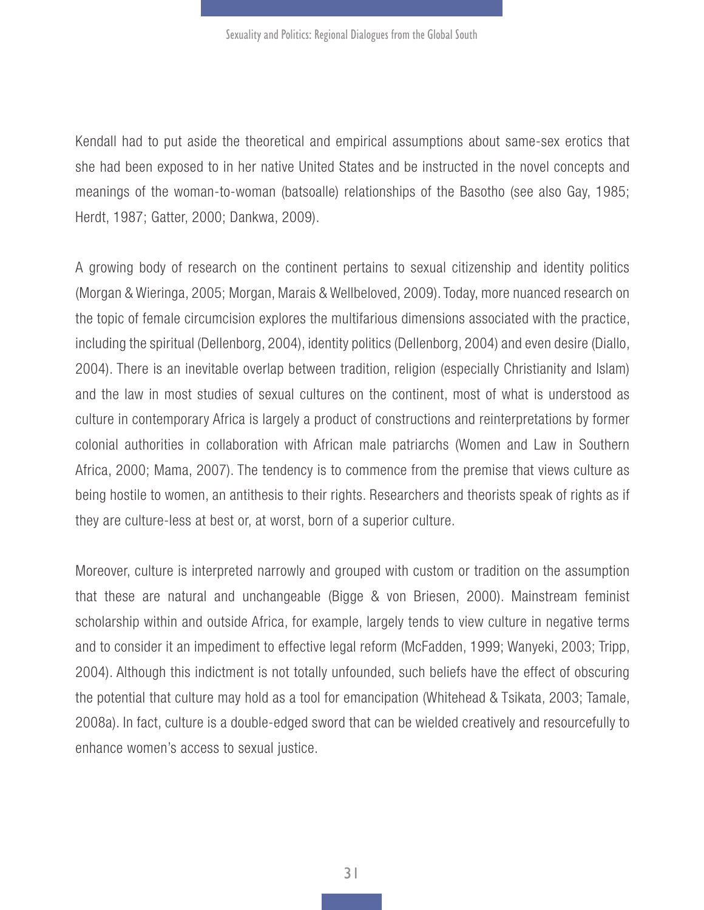Kendall had to put aside the theoretical and empirical assumptions about same-sex erotics that she had been exposed to in her native United States and be instructed in the novel concepts and meanings of the woman-to-woman (batsoalle) relationships of the Basotho (see also Gay, 1985; Herdt, 1987; Gatter, 2000; Dankwa, 2009).

A growing body of research on the continent pertains to sexual citizenship and identity politics (Morgan & Wieringa, 2005; Morgan, Marais & Wellbeloved, 2009). Today, more nuanced research on the topic of female circumcision explores the multifarious dimensions associated with the practice, including the spiritual (Dellenborg, 2004), identity politics (Dellenborg, 2004) and even desire (Diallo, 2004). There is an inevitable overlap between tradition, religion (especially Christianity and Islam) and the law in most studies of sexual cultures on the continent, most of what is understood as culture in contemporary Africa is largely a product of constructions and reinterpretations by former colonial authorities in collaboration with African male patriarchs (Women and Law in Southern Africa, 2000; Mama, 2007). The tendency is to commence from the premise that views culture as being hostile to women, an antithesis to their rights. Researchers and theorists speak of rights as if they are culture-less at best or, at worst, born of a superior culture.

Moreover, culture is interpreted narrowly and grouped with custom or tradition on the assumption that these are natural and unchangeable (Bigge & von Briesen, 2000). Mainstream feminist scholarship within and outside Africa, for example, largely tends to view culture in negative terms and to consider it an impediment to effective legal reform (McFadden, 1999; Wanyeki, 2003; Tripp, 2004). Although this indictment is not totally unfounded, such beliefs have the effect of obscuring the potential that culture may hold as a tool for emancipation (Whitehead & Tsikata, 2003; Tamale, 2008a). In fact, culture is a double-edged sword that can be wielded creatively and resourcefully to enhance women's access to sexual justice.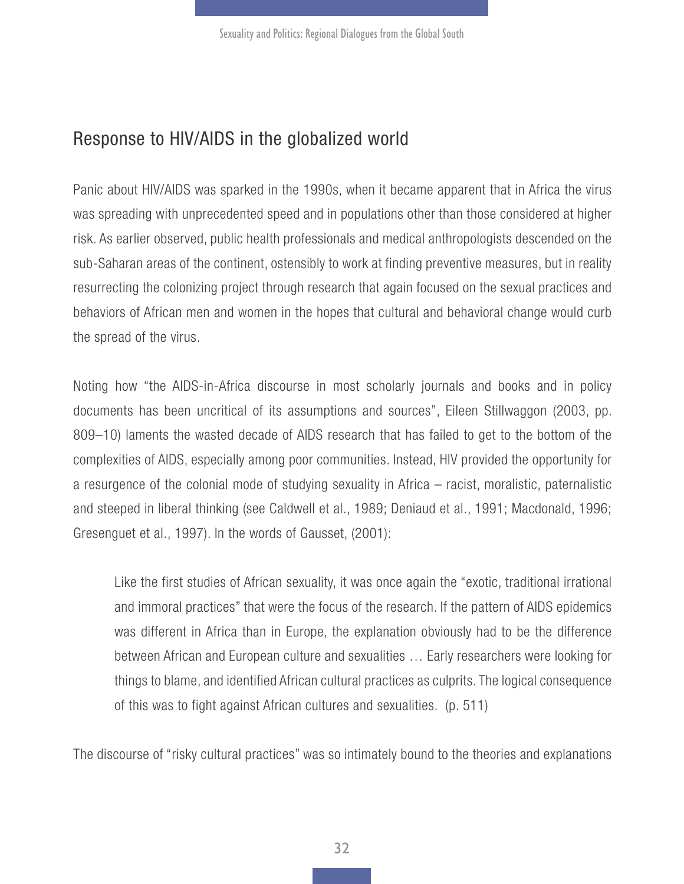## Response to HIV/AIDS in the globalized world

Panic about HIV/AIDS was sparked in the 1990s, when it became apparent that in Africa the virus was spreading with unprecedented speed and in populations other than those considered at higher risk. As earlier observed, public health professionals and medical anthropologists descended on the sub-Saharan areas of the continent, ostensibly to work at finding preventive measures, but in reality resurrecting the colonizing project through research that again focused on the sexual practices and behaviors of African men and women in the hopes that cultural and behavioral change would curb the spread of the virus.

Noting how "the AIDS-in-Africa discourse in most scholarly journals and books and in policy documents has been uncritical of its assumptions and sources", Eileen Stillwaggon (2003, pp. 809–10) laments the wasted decade of AIDS research that has failed to get to the bottom of the complexities of AIDS, especially among poor communities. Instead, HIV provided the opportunity for a resurgence of the colonial mode of studying sexuality in Africa – racist, moralistic, paternalistic and steeped in liberal thinking (see Caldwell et al., 1989; Deniaud et al., 1991; Macdonald, 1996; Gresenguet et al., 1997). In the words of Gausset, (2001):

> Like the first studies of African sexuality, it was once again the "exotic, traditional irrational and immoral practices" that were the focus of the research. If the pattern of AIDS epidemics was different in Africa than in Europe, the explanation obviously had to be the difference between African and European culture and sexualities … Early researchers were looking for things to blame, and identified African cultural practices as culprits. The logical consequence of this was to fight against African cultures and sexualities. (p. 511)

The discourse of "risky cultural practices" was so intimately bound to the theories and explanations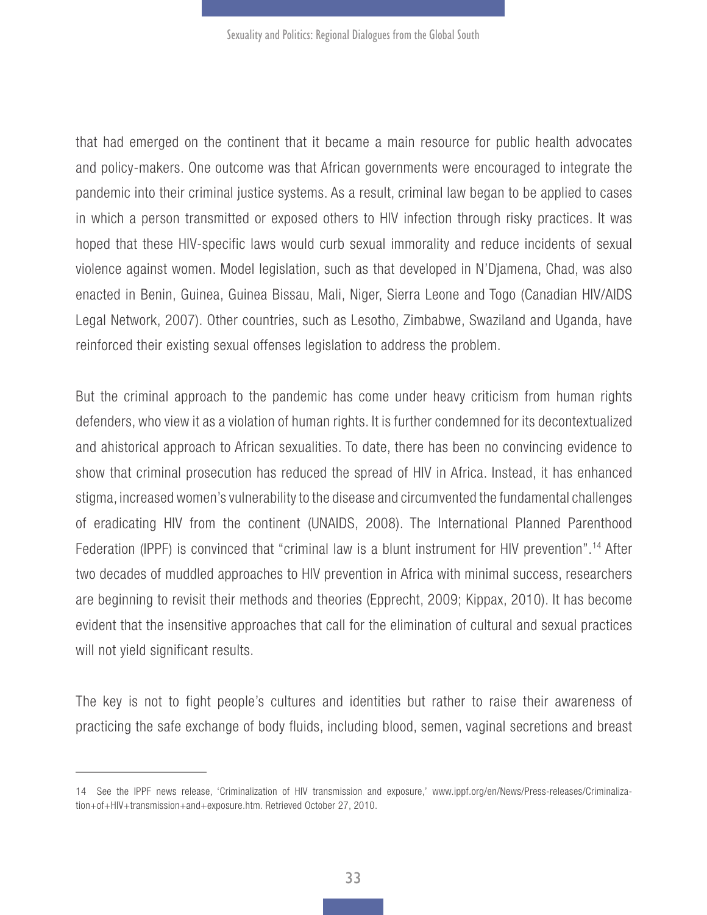that had emerged on the continent that it became a main resource for public health advocates and policy-makers. One outcome was that African governments were encouraged to integrate the pandemic into their criminal justice systems. As a result, criminal law began to be applied to cases in which a person transmitted or exposed others to HIV infection through risky practices. It was hoped that these HIV-specific laws would curb sexual immorality and reduce incidents of sexual violence against women. Model legislation, such as that developed in N'Djamena, Chad, was also enacted in Benin, Guinea, Guinea Bissau, Mali, Niger, Sierra Leone and Togo (Canadian HIV/AIDS Legal Network, 2007). Other countries, such as Lesotho, Zimbabwe, Swaziland and Uganda, have reinforced their existing sexual offenses legislation to address the problem.

But the criminal approach to the pandemic has come under heavy criticism from human rights defenders, who view it as a violation of human rights. It is further condemned for its decontextualized and ahistorical approach to African sexualities. To date, there has been no convincing evidence to show that criminal prosecution has reduced the spread of HIV in Africa. Instead, it has enhanced stigma, increased women's vulnerability to the disease and circumvented the fundamental challenges of eradicating HIV from the continent (UNAIDS, 2008). The International Planned Parenthood Federation (IPPF) is convinced that "criminal law is a blunt instrument for HIV prevention".[14] After two decades of muddled approaches to HIV prevention in Africa with minimal success, researchers are beginning to revisit their methods and theories (Epprecht, 2009; Kippax, 2010). It has become evident that the insensitive approaches that call for the elimination of cultural and sexual practices will not yield significant results.

The key is not to fight people's cultures and identities but rather to raise their awareness of practicing the safe exchange of body fluids, including blood, semen, vaginal secretions and breast

---

14 See the IPPF news release, 'Criminalization of HIV transmission and exposure,' www.ippf.org/en/News/Press-releases/Criminalization+of+HIV+transmission+and+exposure.htm. Retrieved October 27, 2010.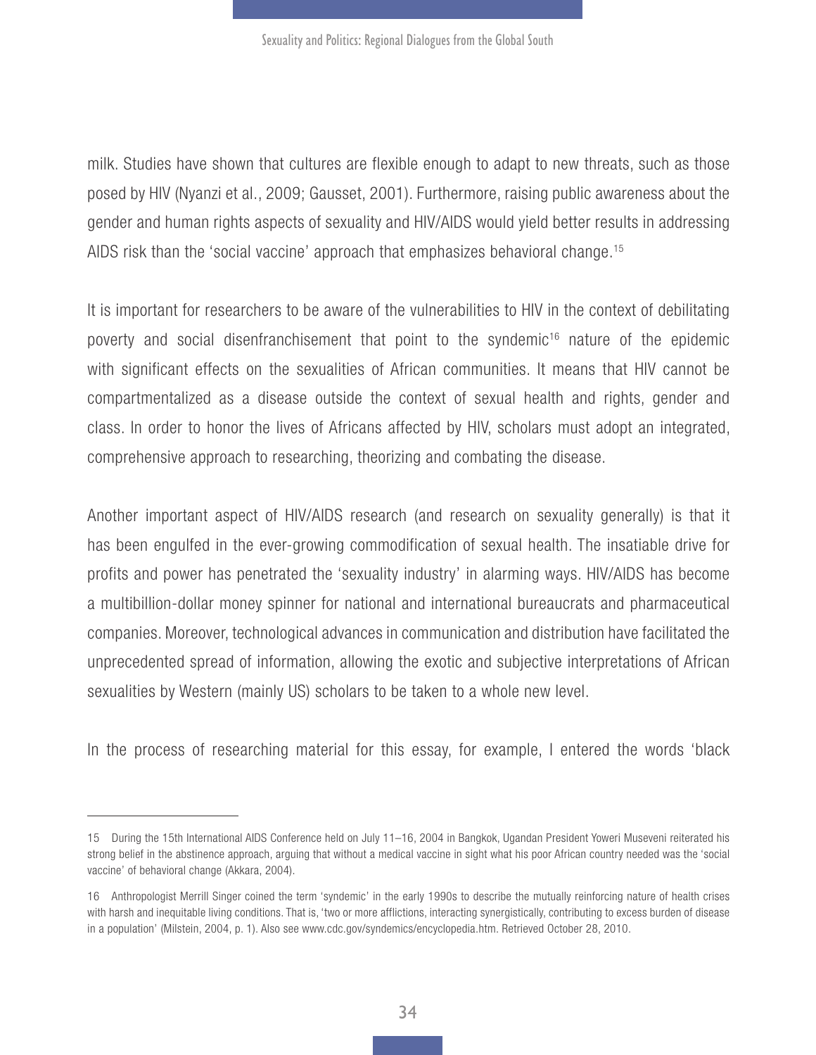milk. Studies have shown that cultures are flexible enough to adapt to new threats, such as those posed by HIV (Nyanzi et al., 2009; Gausset, 2001). Furthermore, raising public awareness about the gender and human rights aspects of sexuality and HIV/AIDS would yield better results in addressing AIDS risk than the 'social vaccine' approach that emphasizes behavioral change.[15]

It is important for researchers to be aware of the vulnerabilities to HIV in the context of debilitating poverty and social disenfranchisement that point to the syndemic[16] nature of the epidemic with significant effects on the sexualities of African communities. It means that HIV cannot be compartmentalized as a disease outside the context of sexual health and rights, gender and class. In order to honor the lives of Africans affected by HIV, scholars must adopt an integrated, comprehensive approach to researching, theorizing and combating the disease.

Another important aspect of HIV/AIDS research (and research on sexuality generally) is that it has been engulfed in the ever-growing commodification of sexual health. The insatiable drive for profits and power has penetrated the 'sexuality industry' in alarming ways. HIV/AIDS has become a multibillion-dollar money spinner for national and international bureaucrats and pharmaceutical companies. Moreover, technological advances in communication and distribution have facilitated the unprecedented spread of information, allowing the exotic and subjective interpretations of African sexualities by Western (mainly US) scholars to be taken to a whole new level.

In the process of researching material for this essay, for example, I entered the words 'black

---

15 During the 15th International AIDS Conference held on July 11–16, 2004 in Bangkok, Ugandan President Yoweri Museveni reiterated his strong belief in the abstinence approach, arguing that without a medical vaccine in sight what his poor African country needed was the 'social vaccine' of behavioral change (Akkara, 2004).

16 Anthropologist Merrill Singer coined the term 'syndemic' in the early 1990s to describe the mutually reinforcing nature of health crises with harsh and inequitable living conditions. That is, 'two or more afflictions, interacting synergistically, contributing to excess burden of disease in a population' (Milstein, 2004, p. 1). Also see www.cdc.gov/syndemics/encyclopedia.htm. Retrieved October 28, 2010.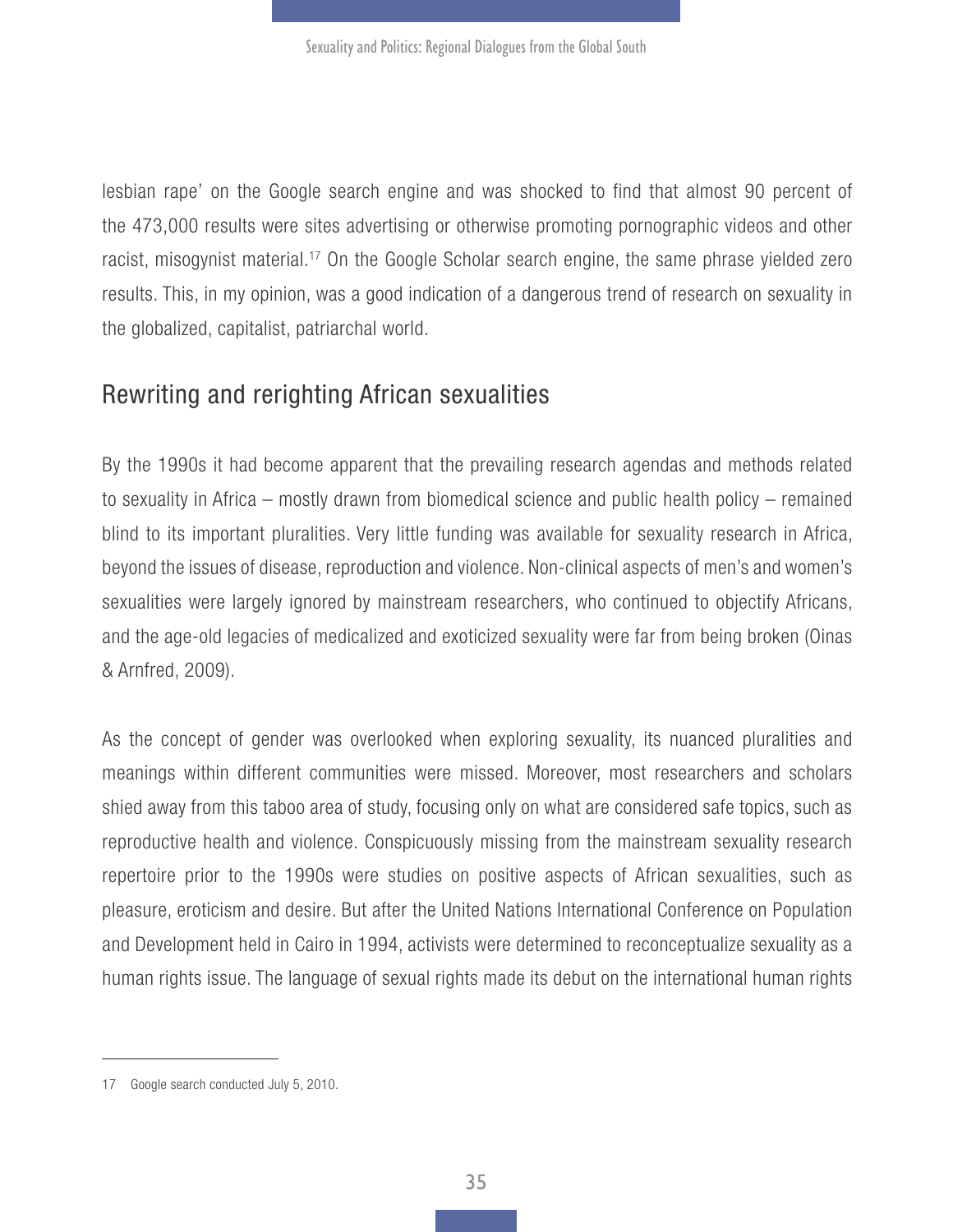lesbian rape' on the Google search engine and was shocked to find that almost 90 percent of the 473,000 results were sites advertising or otherwise promoting pornographic videos and other racist, misogynist material.[17] On the Google Scholar search engine, the same phrase yielded zero results. This, in my opinion, was a good indication of a dangerous trend of research on sexuality in the globalized, capitalist, patriarchal world.

## Rewriting and rerighting African sexualities

By the 1990s it had become apparent that the prevailing research agendas and methods related to sexuality in Africa – mostly drawn from biomedical science and public health policy – remained blind to its important pluralities. Very little funding was available for sexuality research in Africa, beyond the issues of disease, reproduction and violence. Non-clinical aspects of men's and women's sexualities were largely ignored by mainstream researchers, who continued to objectify Africans, and the age-old legacies of medicalized and exoticized sexuality were far from being broken (Oinas & Arnfred, 2009).

As the concept of gender was overlooked when exploring sexuality, its nuanced pluralities and meanings within different communities were missed. Moreover, most researchers and scholars shied away from this taboo area of study, focusing only on what are considered safe topics, such as reproductive health and violence. Conspicuously missing from the mainstream sexuality research repertoire prior to the 1990s were studies on positive aspects of African sexualities, such as pleasure, eroticism and desire. But after the United Nations International Conference on Population and Development held in Cairo in 1994, activists were determined to reconceptualize sexuality as a human rights issue. The language of sexual rights made its debut on the international human rights

---

17 Google search conducted July 5, 2010.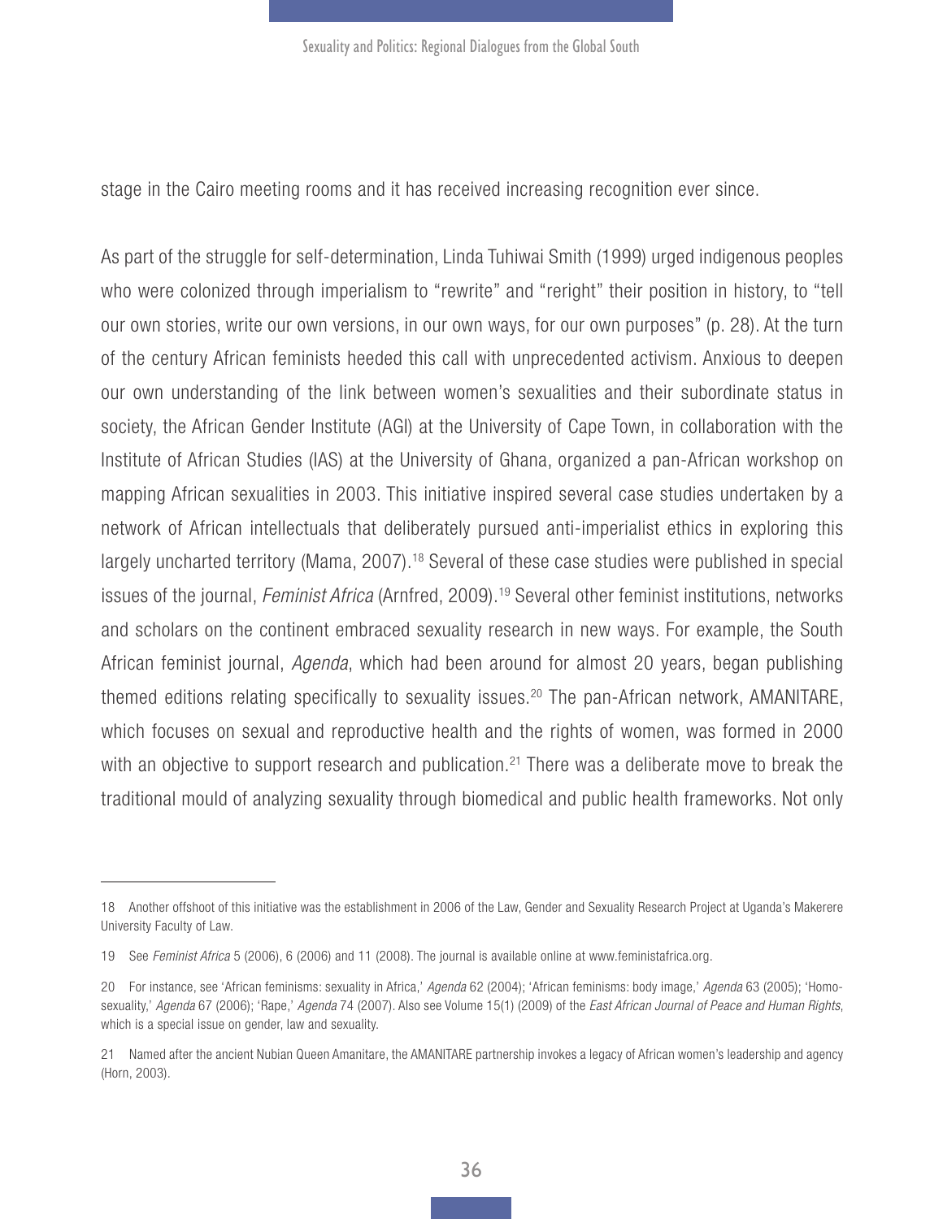stage in the Cairo meeting rooms and it has received increasing recognition ever since.

As part of the struggle for self-determination, Linda Tuhiwai Smith (1999) urged indigenous peoples who were colonized through imperialism to "rewrite" and "reright" their position in history, to "tell our own stories, write our own versions, in our own ways, for our own purposes" (p. 28). At the turn of the century African feminists heeded this call with unprecedented activism. Anxious to deepen our own understanding of the link between women's sexualities and their subordinate status in society, the African Gender Institute (AGI) at the University of Cape Town, in collaboration with the Institute of African Studies (IAS) at the University of Ghana, organized a pan-African workshop on mapping African sexualities in 2003. This initiative inspired several case studies undertaken by a network of African intellectuals that deliberately pursued anti-imperialist ethics in exploring this largely uncharted territory (Mama, 2007).[18] Several of these case studies were published in special issues of the journal, *Feminist Africa* (Arnfred, 2009).[19] Several other feminist institutions, networks and scholars on the continent embraced sexuality research in new ways. For example, the South African feminist journal, *Agenda*, which had been around for almost 20 years, began publishing themed editions relating specifically to sexuality issues.[20] The pan-African network, AMANITARE, which focuses on sexual and reproductive health and the rights of women, was formed in 2000 with an objective to support research and publication.[21] There was a deliberate move to break the traditional mould of analyzing sexuality through biomedical and public health frameworks. Not only

---

18 Another offshoot of this initiative was the establishment in 2006 of the Law, Gender and Sexuality Research Project at Uganda's Makerere University Faculty of Law.

19 See *Feminist Africa* 5 (2006), 6 (2006) and 11 (2008). The journal is available online at www.feministafrica.org.

20 For instance, see 'African feminisms: sexuality in Africa,' *Agenda* 62 (2004); 'African feminisms: body image,' *Agenda* 63 (2005); 'Homosexuality,' *Agenda* 67 (2006); 'Rape,' *Agenda* 74 (2007). Also see Volume 15(1) (2009) of the *East African Journal of Peace and Human Rights*, which is a special issue on gender, law and sexuality.

21 Named after the ancient Nubian Queen Amanitare, the AMANITARE partnership invokes a legacy of African women's leadership and agency (Horn, 2003).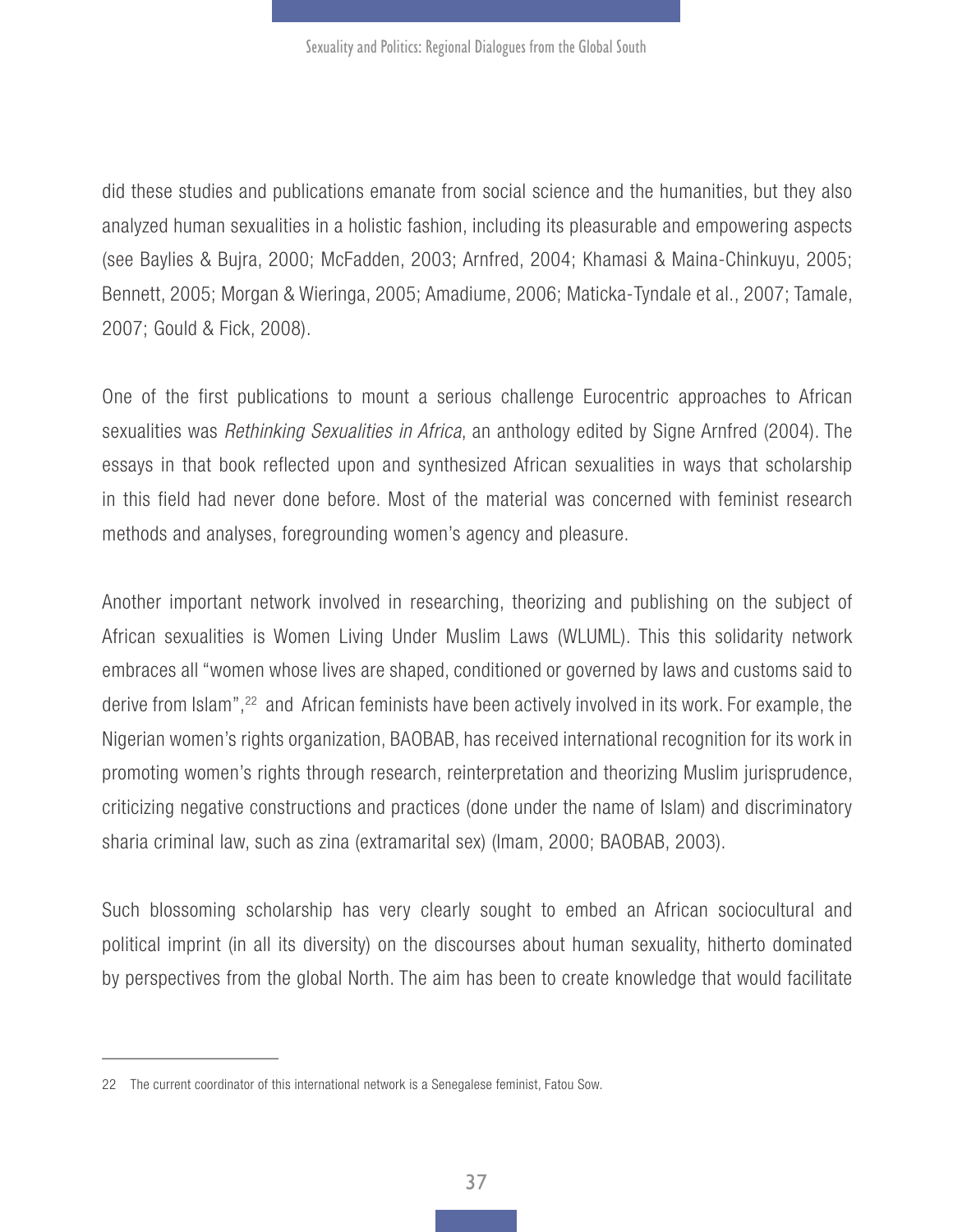did these studies and publications emanate from social science and the humanities, but they also analyzed human sexualities in a holistic fashion, including its pleasurable and empowering aspects (see Baylies & Bujra, 2000; McFadden, 2003; Arnfred, 2004; Khamasi & Maina-Chinkuyu, 2005; Bennett, 2005; Morgan & Wieringa, 2005; Amadiume, 2006; Maticka-Tyndale et al., 2007; Tamale, 2007; Gould & Fick, 2008).

One of the first publications to mount a serious challenge Eurocentric approaches to African sexualities was *Rethinking Sexualities in Africa*, an anthology edited by Signe Arnfred (2004). The essays in that book reflected upon and synthesized African sexualities in ways that scholarship in this field had never done before. Most of the material was concerned with feminist research methods and analyses, foregrounding women's agency and pleasure.

Another important network involved in researching, theorizing and publishing on the subject of African sexualities is Women Living Under Muslim Laws (WLUML). This this solidarity network embraces all "women whose lives are shaped, conditioned or governed by laws and customs said to derive from Islam",[22] and African feminists have been actively involved in its work. For example, the Nigerian women's rights organization, BAOBAB, has received international recognition for its work in promoting women's rights through research, reinterpretation and theorizing Muslim jurisprudence, criticizing negative constructions and practices (done under the name of Islam) and discriminatory sharia criminal law, such as zina (extramarital sex) (Imam, 2000; BAOBAB, 2003).

Such blossoming scholarship has very clearly sought to embed an African sociocultural and political imprint (in all its diversity) on the discourses about human sexuality, hitherto dominated by perspectives from the global North. The aim has been to create knowledge that would facilitate

---

22 The current coordinator of this international network is a Senegalese feminist, Fatou Sow.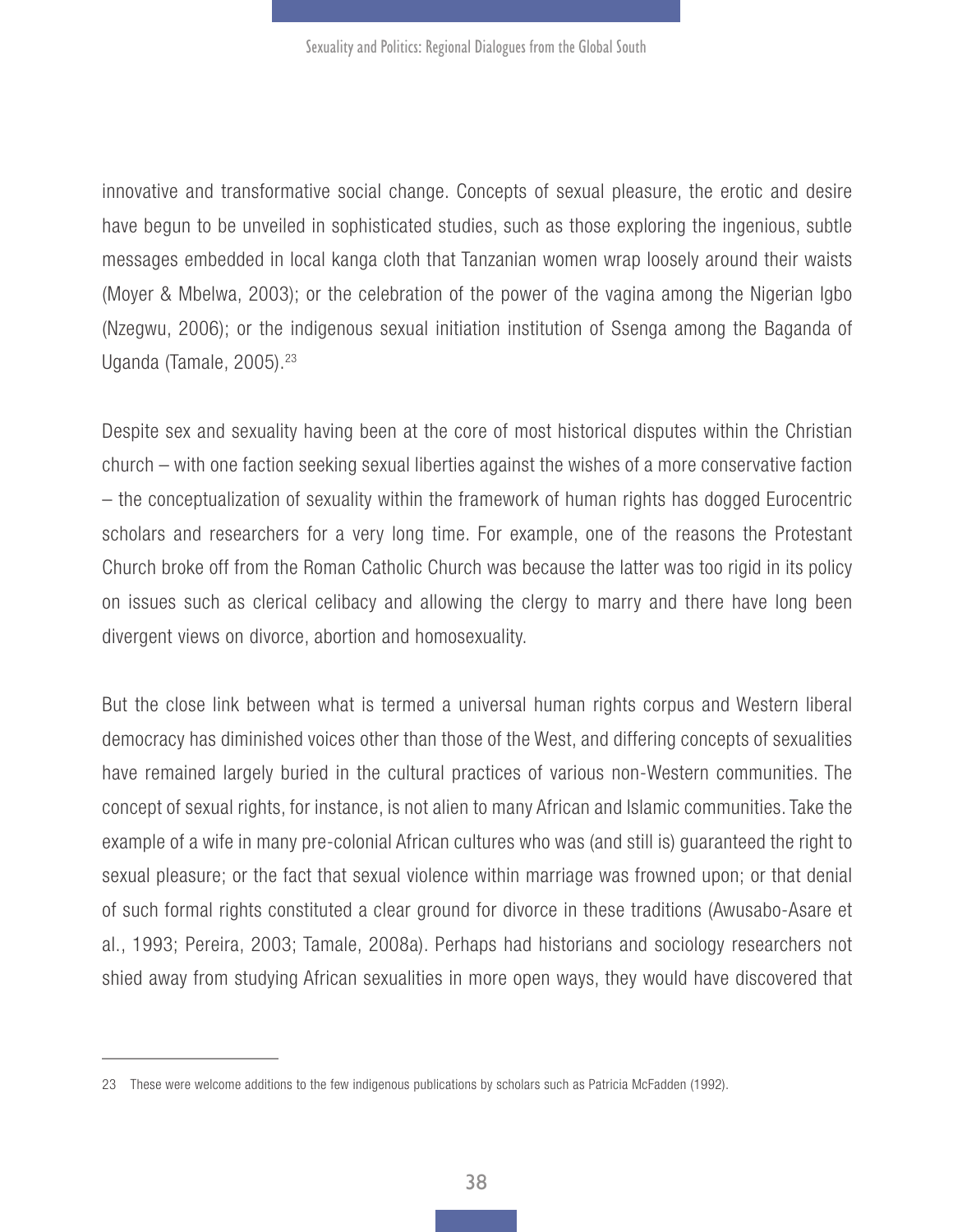innovative and transformative social change. Concepts of sexual pleasure, the erotic and desire have begun to be unveiled in sophisticated studies, such as those exploring the ingenious, subtle messages embedded in local kanga cloth that Tanzanian women wrap loosely around their waists (Moyer & Mbelwa, 2003); or the celebration of the power of the vagina among the Nigerian Igbo (Nzegwu, 2006); or the indigenous sexual initiation institution of Ssenga among the Baganda of Uganda (Tamale, 2005).[23]

Despite sex and sexuality having been at the core of most historical disputes within the Christian church – with one faction seeking sexual liberties against the wishes of a more conservative faction – the conceptualization of sexuality within the framework of human rights has dogged Eurocentric scholars and researchers for a very long time. For example, one of the reasons the Protestant Church broke off from the Roman Catholic Church was because the latter was too rigid in its policy on issues such as clerical celibacy and allowing the clergy to marry and there have long been divergent views on divorce, abortion and homosexuality.

But the close link between what is termed a universal human rights corpus and Western liberal democracy has diminished voices other than those of the West, and differing concepts of sexualities have remained largely buried in the cultural practices of various non-Western communities. The concept of sexual rights, for instance, is not alien to many African and Islamic communities. Take the example of a wife in many pre-colonial African cultures who was (and still is) guaranteed the right to sexual pleasure; or the fact that sexual violence within marriage was frowned upon; or that denial of such formal rights constituted a clear ground for divorce in these traditions (Awusabo-Asare et al., 1993; Pereira, 2003; Tamale, 2008a). Perhaps had historians and sociology researchers not shied away from studying African sexualities in more open ways, they would have discovered that

---

23 These were welcome additions to the few indigenous publications by scholars such as Patricia McFadden (1992).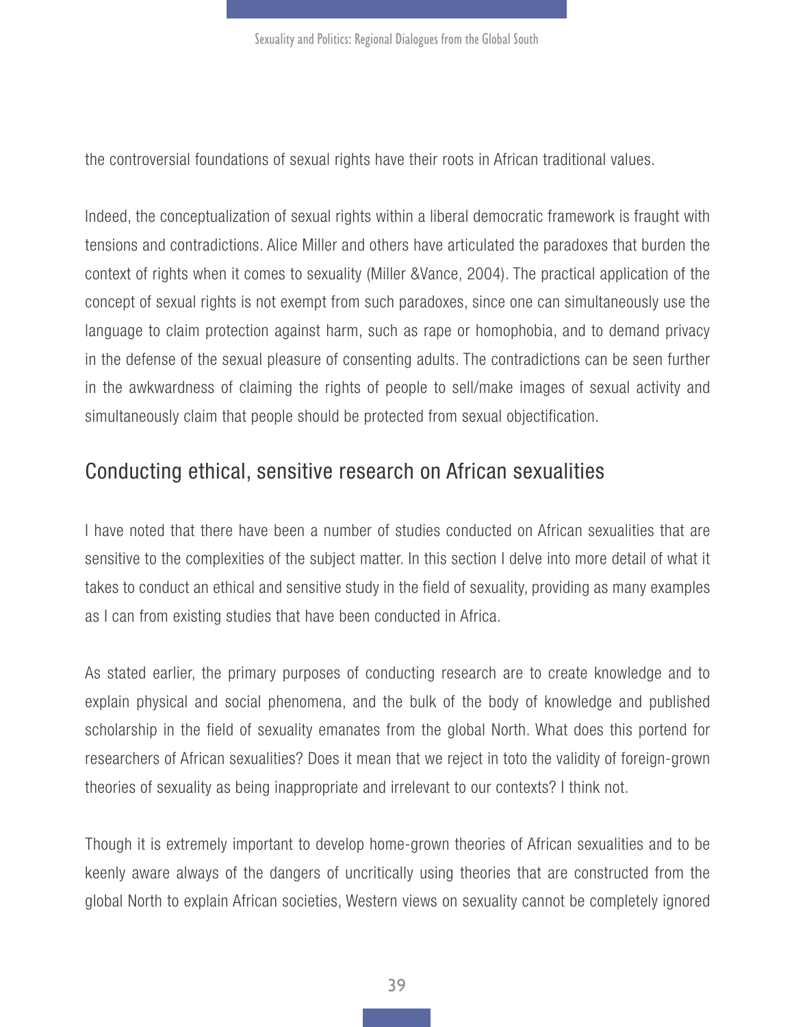the controversial foundations of sexual rights have their roots in African traditional values.

Indeed, the conceptualization of sexual rights within a liberal democratic framework is fraught with tensions and contradictions. Alice Miller and others have articulated the paradoxes that burden the context of rights when it comes to sexuality (Miller &Vance, 2004). The practical application of the concept of sexual rights is not exempt from such paradoxes, since one can simultaneously use the language to claim protection against harm, such as rape or homophobia, and to demand privacy in the defense of the sexual pleasure of consenting adults. The contradictions can be seen further in the awkwardness of claiming the rights of people to sell/make images of sexual activity and simultaneously claim that people should be protected from sexual objectification.

## Conducting ethical, sensitive research on African sexualities

I have noted that there have been a number of studies conducted on African sexualities that are sensitive to the complexities of the subject matter. In this section I delve into more detail of what it takes to conduct an ethical and sensitive study in the field of sexuality, providing as many examples as I can from existing studies that have been conducted in Africa.

As stated earlier, the primary purposes of conducting research are to create knowledge and to explain physical and social phenomena, and the bulk of the body of knowledge and published scholarship in the field of sexuality emanates from the global North. What does this portend for researchers of African sexualities? Does it mean that we reject in toto the validity of foreign-grown theories of sexuality as being inappropriate and irrelevant to our contexts? I think not.

Though it is extremely important to develop home-grown theories of African sexualities and to be keenly aware always of the dangers of uncritically using theories that are constructed from the global North to explain African societies, Western views on sexuality cannot be completely ignored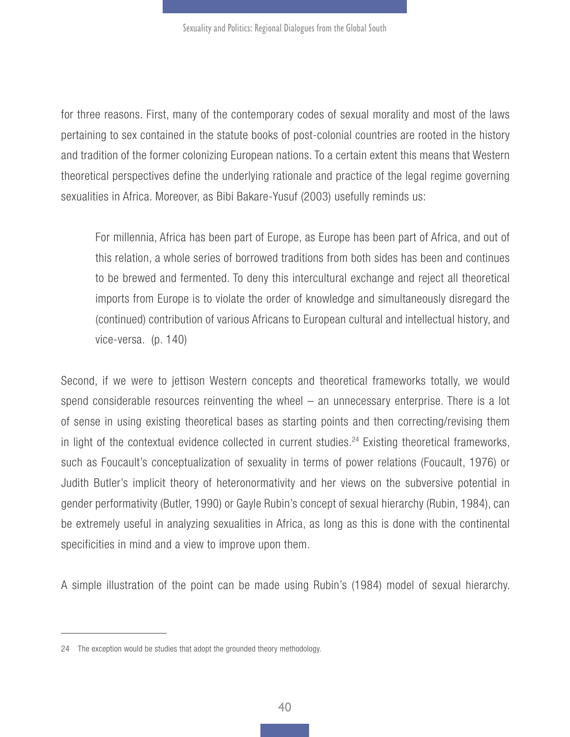for three reasons. First, many of the contemporary codes of sexual morality and most of the laws pertaining to sex contained in the statute books of post-colonial countries are rooted in the history and tradition of the former colonizing European nations. To a certain extent this means that Western theoretical perspectives define the underlying rationale and practice of the legal regime governing sexualities in Africa. Moreover, as Bibi Bakare-Yusuf (2003) usefully reminds us:

> For millennia, Africa has been part of Europe, as Europe has been part of Africa, and out of this relation, a whole series of borrowed traditions from both sides has been and continues to be brewed and fermented. To deny this intercultural exchange and reject all theoretical imports from Europe is to violate the order of knowledge and simultaneously disregard the (continued) contribution of various Africans to European cultural and intellectual history, and vice-versa. (p. 140)

Second, if we were to jettison Western concepts and theoretical frameworks totally, we would spend considerable resources reinventing the wheel – an unnecessary enterprise. There is a lot of sense in using existing theoretical bases as starting points and then correcting/revising them in light of the contextual evidence collected in current studies.[24] Existing theoretical frameworks, such as Foucault's conceptualization of sexuality in terms of power relations (Foucault, 1976) or Judith Butler's implicit theory of heteronormativity and her views on the subversive potential in gender performativity (Butler, 1990) or Gayle Rubin's concept of sexual hierarchy (Rubin, 1984), can be extremely useful in analyzing sexualities in Africa, as long as this is done with the continental specificities in mind and a view to improve upon them.

A simple illustration of the point can be made using Rubin's (1984) model of sexual hierarchy.

---

24 The exception would be studies that adopt the grounded theory methodology.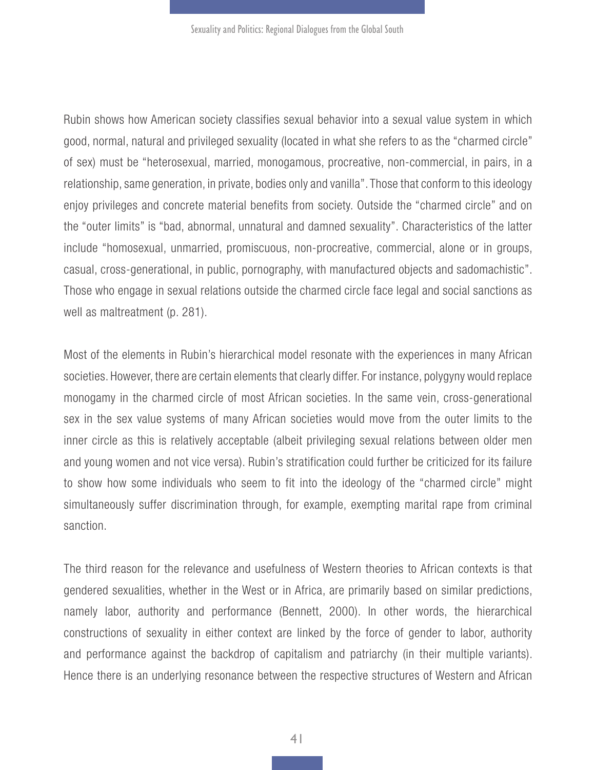Rubin shows how American society classifies sexual behavior into a sexual value system in which good, normal, natural and privileged sexuality (located in what she refers to as the "charmed circle" of sex) must be "heterosexual, married, monogamous, procreative, non-commercial, in pairs, in a relationship, same generation, in private, bodies only and vanilla". Those that conform to this ideology enjoy privileges and concrete material benefits from society. Outside the "charmed circle" and on the "outer limits" is "bad, abnormal, unnatural and damned sexuality". Characteristics of the latter include "homosexual, unmarried, promiscuous, non-procreative, commercial, alone or in groups, casual, cross-generational, in public, pornography, with manufactured objects and sadomachistic". Those who engage in sexual relations outside the charmed circle face legal and social sanctions as well as maltreatment (p. 281).

Most of the elements in Rubin's hierarchical model resonate with the experiences in many African societies. However, there are certain elements that clearly differ. For instance, polygyny would replace monogamy in the charmed circle of most African societies. In the same vein, cross-generational sex in the sex value systems of many African societies would move from the outer limits to the inner circle as this is relatively acceptable (albeit privileging sexual relations between older men and young women and not vice versa). Rubin's stratification could further be criticized for its failure to show how some individuals who seem to fit into the ideology of the "charmed circle" might simultaneously suffer discrimination through, for example, exempting marital rape from criminal sanction.

The third reason for the relevance and usefulness of Western theories to African contexts is that gendered sexualities, whether in the West or in Africa, are primarily based on similar predictions, namely labor, authority and performance (Bennett, 2000). In other words, the hierarchical constructions of sexuality in either context are linked by the force of gender to labor, authority and performance against the backdrop of capitalism and patriarchy (in their multiple variants). Hence there is an underlying resonance between the respective structures of Western and African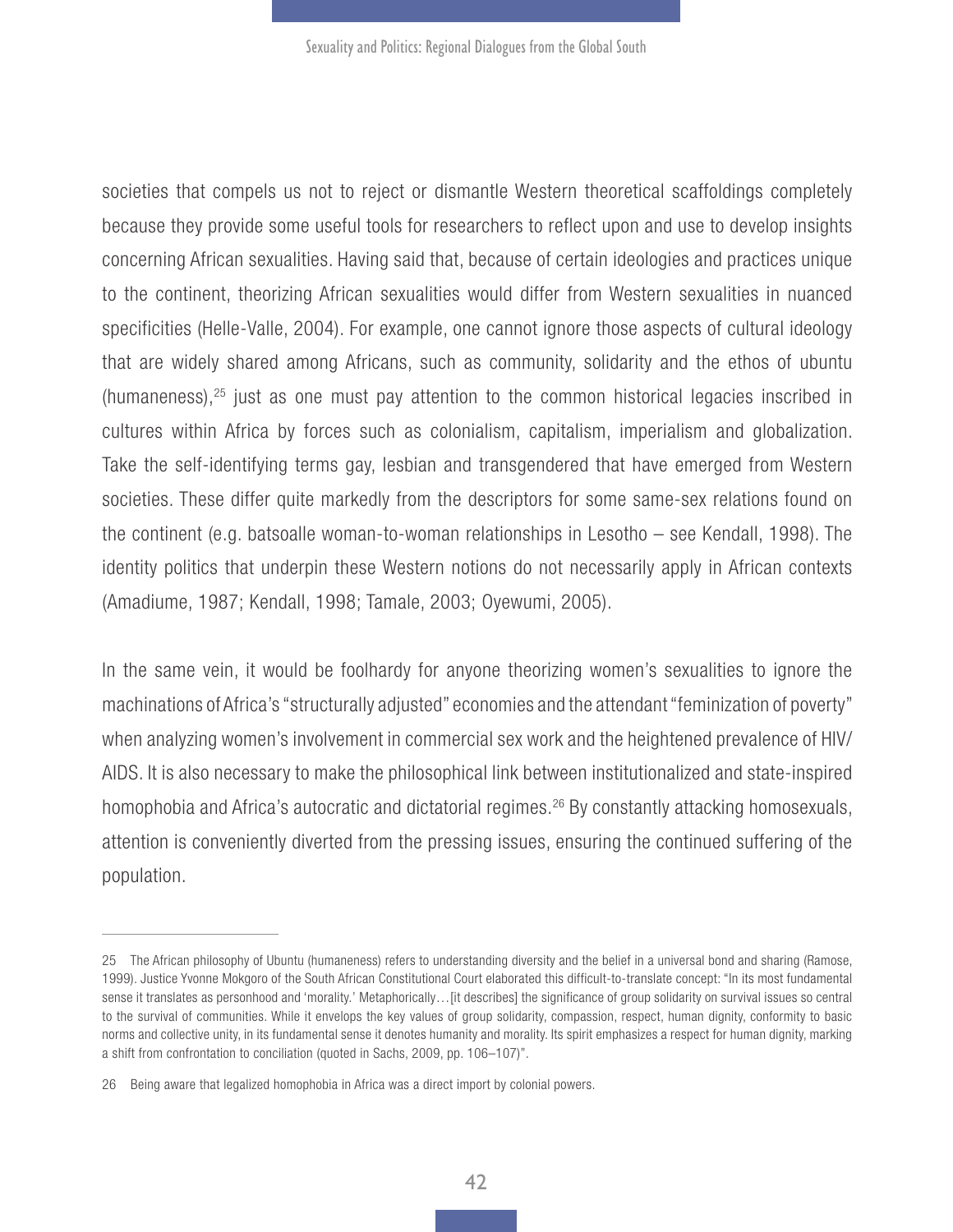societies that compels us not to reject or dismantle Western theoretical scaffoldings completely because they provide some useful tools for researchers to reflect upon and use to develop insights concerning African sexualities. Having said that, because of certain ideologies and practices unique to the continent, theorizing African sexualities would differ from Western sexualities in nuanced specificities (Helle-Valle, 2004). For example, one cannot ignore those aspects of cultural ideology that are widely shared among Africans, such as community, solidarity and the ethos of ubuntu (humaneness),[25] just as one must pay attention to the common historical legacies inscribed in cultures within Africa by forces such as colonialism, capitalism, imperialism and globalization. Take the self-identifying terms gay, lesbian and transgendered that have emerged from Western societies. These differ quite markedly from the descriptors for some same-sex relations found on the continent (e.g. batsoalle woman-to-woman relationships in Lesotho – see Kendall, 1998). The identity politics that underpin these Western notions do not necessarily apply in African contexts (Amadiume, 1987; Kendall, 1998; Tamale, 2003; Oyewumi, 2005).

In the same vein, it would be foolhardy for anyone theorizing women's sexualities to ignore the machinations of Africa's "structurally adjusted" economies and the attendant "feminization of poverty" when analyzing women's involvement in commercial sex work and the heightened prevalence of HIV/AIDS. It is also necessary to make the philosophical link between institutionalized and state-inspired homophobia and Africa's autocratic and dictatorial regimes.[26] By constantly attacking homosexuals, attention is conveniently diverted from the pressing issues, ensuring the continued suffering of the population.

---

25 The African philosophy of Ubuntu (humaneness) refers to understanding diversity and the belief in a universal bond and sharing (Ramose, 1999). Justice Yvonne Mokgoro of the South African Constitutional Court elaborated this difficult-to-translate concept: "In its most fundamental sense it translates as personhood and 'morality.' Metaphorically…[it describes] the significance of group solidarity on survival issues so central to the survival of communities. While it envelops the key values of group solidarity, compassion, respect, human dignity, conformity to basic norms and collective unity, in its fundamental sense it denotes humanity and morality. Its spirit emphasizes a respect for human dignity, marking a shift from confrontation to conciliation (quoted in Sachs, 2009, pp. 106–107)".

26 Being aware that legalized homophobia in Africa was a direct import by colonial powers.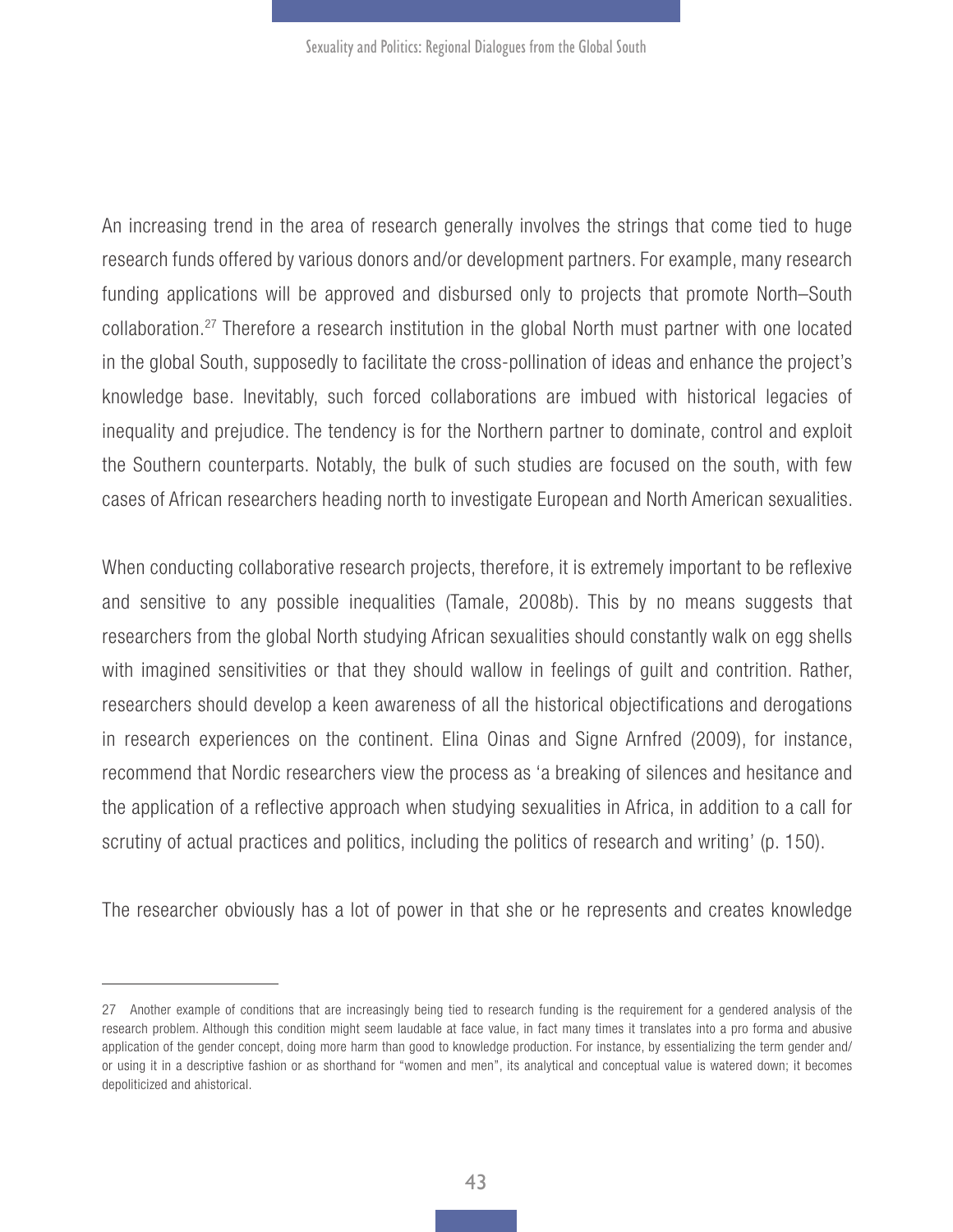An increasing trend in the area of research generally involves the strings that come tied to huge research funds offered by various donors and/or development partners. For example, many research funding applications will be approved and disbursed only to projects that promote North–South collaboration.[27] Therefore a research institution in the global North must partner with one located in the global South, supposedly to facilitate the cross-pollination of ideas and enhance the project's knowledge base. Inevitably, such forced collaborations are imbued with historical legacies of inequality and prejudice. The tendency is for the Northern partner to dominate, control and exploit the Southern counterparts. Notably, the bulk of such studies are focused on the south, with few cases of African researchers heading north to investigate European and North American sexualities.

When conducting collaborative research projects, therefore, it is extremely important to be reflexive and sensitive to any possible inequalities (Tamale, 2008b). This by no means suggests that researchers from the global North studying African sexualities should constantly walk on egg shells with imagined sensitivities or that they should wallow in feelings of guilt and contrition. Rather, researchers should develop a keen awareness of all the historical objectifications and derogations in research experiences on the continent. Elina Oinas and Signe Arnfred (2009), for instance, recommend that Nordic researchers view the process as 'a breaking of silences and hesitance and the application of a reflective approach when studying sexualities in Africa, in addition to a call for scrutiny of actual practices and politics, including the politics of research and writing' (p. 150).

The researcher obviously has a lot of power in that she or he represents and creates knowledge

---

27 Another example of conditions that are increasingly being tied to research funding is the requirement for a gendered analysis of the research problem. Although this condition might seem laudable at face value, in fact many times it translates into a pro forma and abusive application of the gender concept, doing more harm than good to knowledge production. For instance, by essentializing the term gender and/or using it in a descriptive fashion or as shorthand for "women and men", its analytical and conceptual value is watered down; it becomes depoliticized and ahistorical.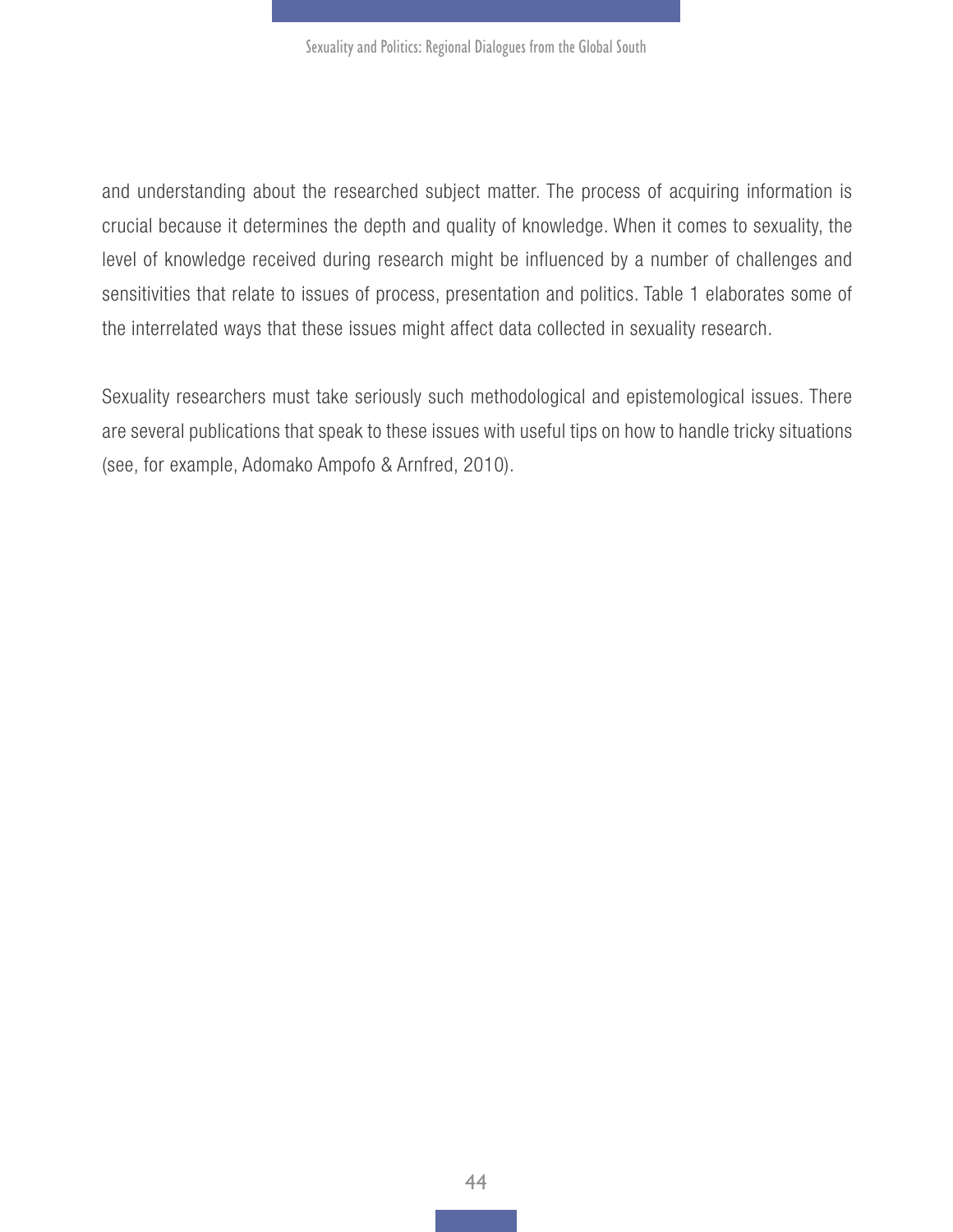and understanding about the researched subject matter. The process of acquiring information is crucial because it determines the depth and quality of knowledge. When it comes to sexuality, the level of knowledge received during research might be influenced by a number of challenges and sensitivities that relate to issues of process, presentation and politics. Table 1 elaborates some of the interrelated ways that these issues might affect data collected in sexuality research.

Sexuality researchers must take seriously such methodological and epistemological issues. There are several publications that speak to these issues with useful tips on how to handle tricky situations (see, for example, Adomako Ampofo & Arnfred, 2010).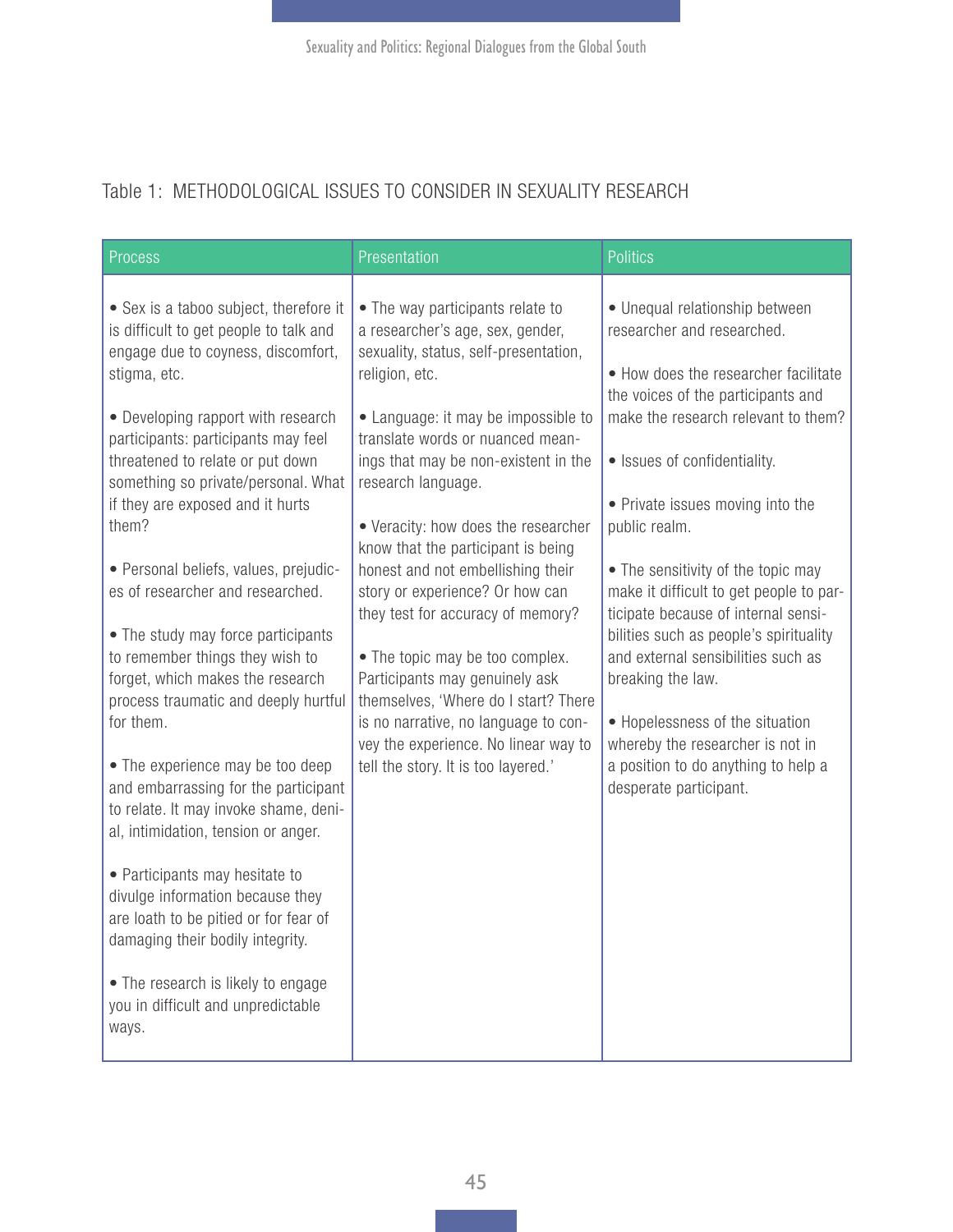Table 1: METHODOLOGICAL ISSUES TO CONSIDER IN SEXUALITY RESEARCH

| Process | Presentation | Politics |
|---|---|---|
| • Sex is a taboo subject, therefore it is difficult to get people to talk and engage due to coyness, discomfort, stigma, etc.<br><br>• Developing rapport with research participants: participants may feel threatened to relate or put down something so private/personal. What if they are exposed and it hurts them?<br><br>• Personal beliefs, values, prejudices of researcher and researched.<br><br>• The study may force participants to remember things they wish to forget, which makes the research process traumatic and deeply hurtful for them.<br><br>• The experience may be too deep and embarrassing for the participant to relate. It may invoke shame, denial, intimidation, tension or anger.<br><br>• Participants may hesitate to divulge information because they are loath to be pitied or for fear of damaging their bodily integrity.<br><br>• The research is likely to engage you in difficult and unpredictable ways. | • The way participants relate to a researcher's age, sex, gender, sexuality, status, self-presentation, religion, etc.<br><br>• Language: it may be impossible to translate words or nuanced meanings that may be non-existent in the research language.<br><br>• Veracity: how does the researcher know that the participant is being honest and not embellishing their story or experience? Or how can they test for accuracy of memory?<br><br>• The topic may be too complex. Participants may genuinely ask themselves, 'Where do I start? There is no narrative, no language to convey the experience. No linear way to tell the story. It is too layered.' | • Unequal relationship between researcher and researched.<br><br>• How does the researcher facilitate the voices of the participants and make the research relevant to them?<br><br>• Issues of confidentiality.<br><br>• Private issues moving into the public realm.<br><br>• The sensitivity of the topic may make it difficult to get people to participate because of internal sensibilities such as people's spirituality and external sensibilities such as breaking the law.<br><br>• Hopelessness of the situation whereby the researcher is not in a position to do anything to help a desperate participant. |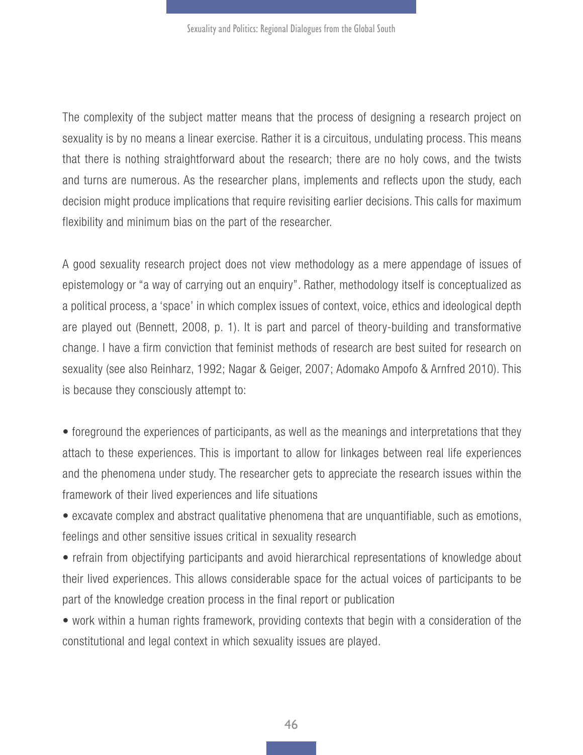The complexity of the subject matter means that the process of designing a research project on sexuality is by no means a linear exercise. Rather it is a circuitous, undulating process. This means that there is nothing straightforward about the research; there are no holy cows, and the twists and turns are numerous. As the researcher plans, implements and reflects upon the study, each decision might produce implications that require revisiting earlier decisions. This calls for maximum flexibility and minimum bias on the part of the researcher.

A good sexuality research project does not view methodology as a mere appendage of issues of epistemology or "a way of carrying out an enquiry". Rather, methodology itself is conceptualized as a political process, a 'space' in which complex issues of context, voice, ethics and ideological depth are played out (Bennett, 2008, p. 1). It is part and parcel of theory-building and transformative change. I have a firm conviction that feminist methods of research are best suited for research on sexuality (see also Reinharz, 1992; Nagar & Geiger, 2007; Adomako Ampofo & Arnfred 2010). This is because they consciously attempt to:

- foreground the experiences of participants, as well as the meanings and interpretations that they attach to these experiences. This is important to allow for linkages between real life experiences and the phenomena under study. The researcher gets to appreciate the research issues within the framework of their lived experiences and life situations
- excavate complex and abstract qualitative phenomena that are unquantifiable, such as emotions, feelings and other sensitive issues critical in sexuality research
- refrain from objectifying participants and avoid hierarchical representations of knowledge about their lived experiences. This allows considerable space for the actual voices of participants to be part of the knowledge creation process in the final report or publication
- work within a human rights framework, providing contexts that begin with a consideration of the constitutional and legal context in which sexuality issues are played.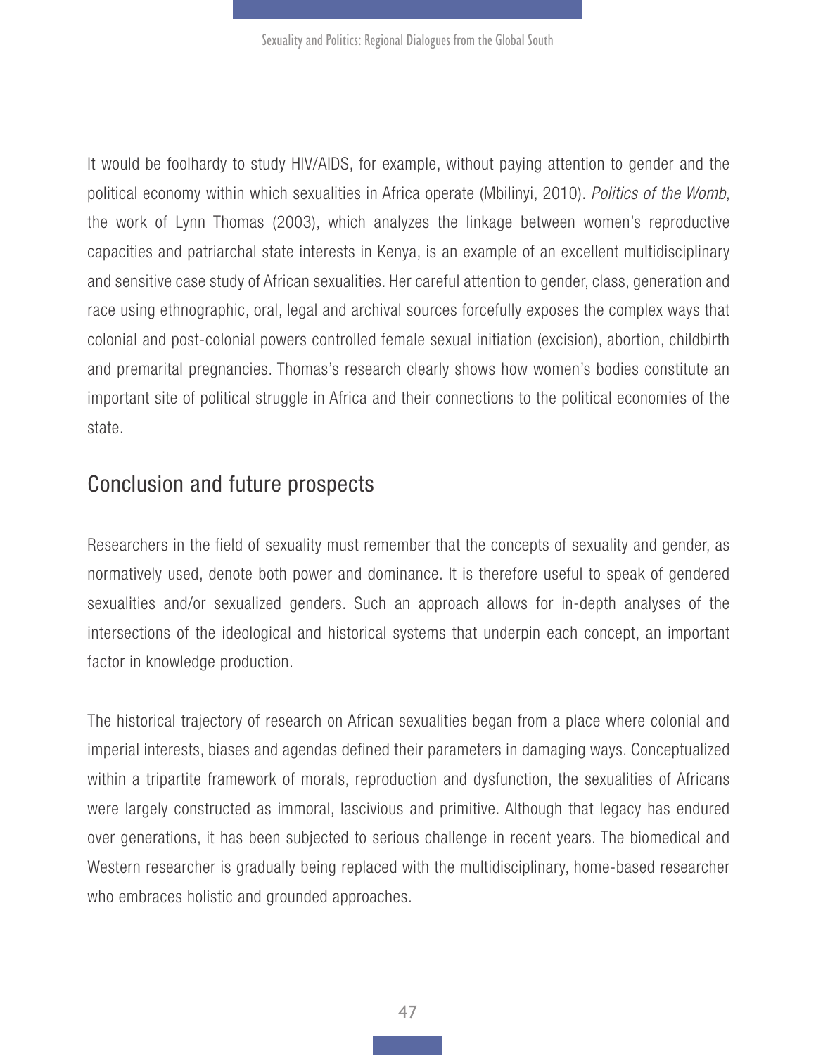It would be foolhardy to study HIV/AIDS, for example, without paying attention to gender and the political economy within which sexualities in Africa operate (Mbilinyi, 2010). *Politics of the Womb*, the work of Lynn Thomas (2003), which analyzes the linkage between women's reproductive capacities and patriarchal state interests in Kenya, is an example of an excellent multidisciplinary and sensitive case study of African sexualities. Her careful attention to gender, class, generation and race using ethnographic, oral, legal and archival sources forcefully exposes the complex ways that colonial and post-colonial powers controlled female sexual initiation (excision), abortion, childbirth and premarital pregnancies. Thomas's research clearly shows how women's bodies constitute an important site of political struggle in Africa and their connections to the political economies of the state.

## Conclusion and future prospects

Researchers in the field of sexuality must remember that the concepts of sexuality and gender, as normatively used, denote both power and dominance. It is therefore useful to speak of gendered sexualities and/or sexualized genders. Such an approach allows for in-depth analyses of the intersections of the ideological and historical systems that underpin each concept, an important factor in knowledge production.

The historical trajectory of research on African sexualities began from a place where colonial and imperial interests, biases and agendas defined their parameters in damaging ways. Conceptualized within a tripartite framework of morals, reproduction and dysfunction, the sexualities of Africans were largely constructed as immoral, lascivious and primitive. Although that legacy has endured over generations, it has been subjected to serious challenge in recent years. The biomedical and Western researcher is gradually being replaced with the multidisciplinary, home-based researcher who embraces holistic and grounded approaches.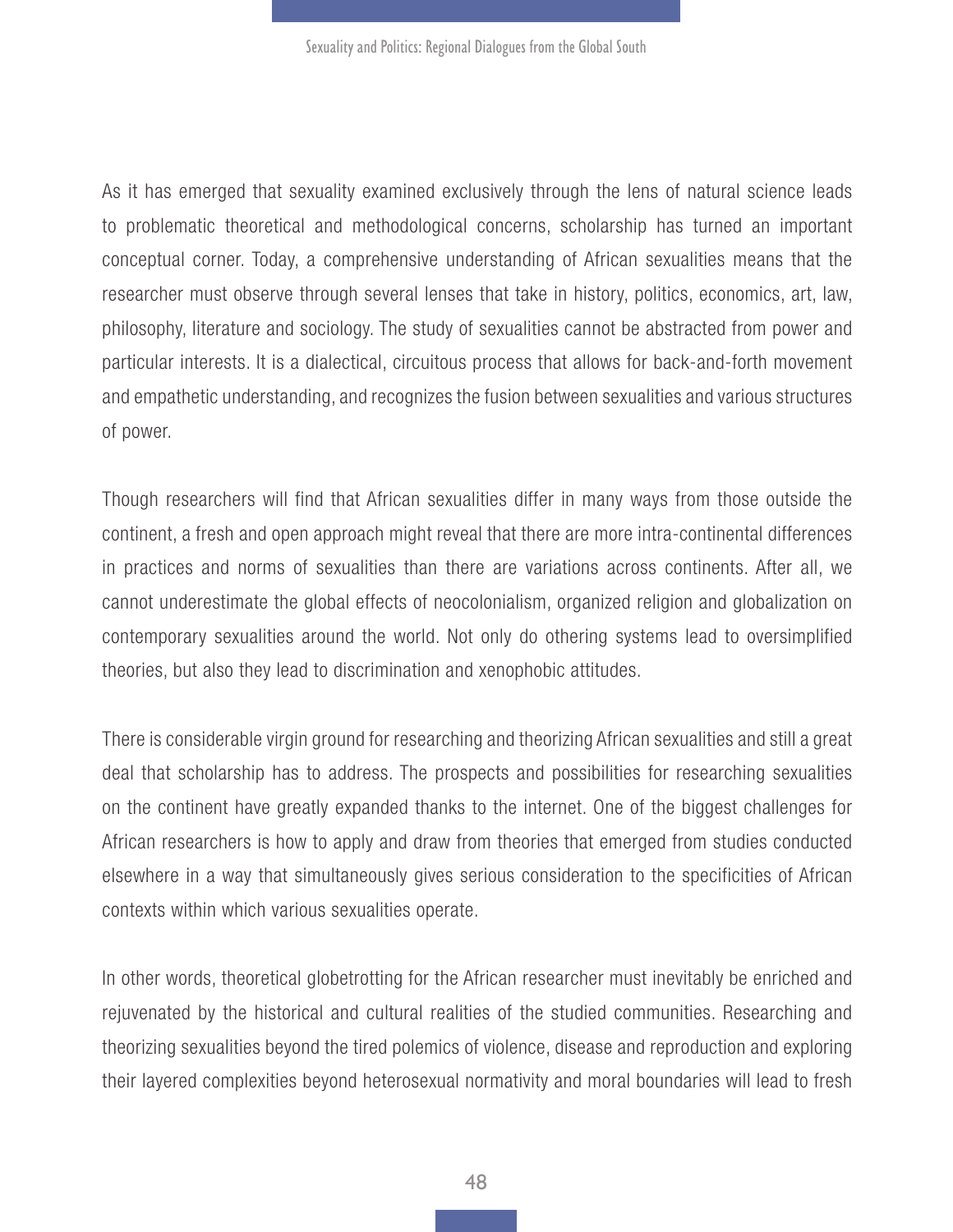As it has emerged that sexuality examined exclusively through the lens of natural science leads to problematic theoretical and methodological concerns, scholarship has turned an important conceptual corner. Today, a comprehensive understanding of African sexualities means that the researcher must observe through several lenses that take in history, politics, economics, art, law, philosophy, literature and sociology. The study of sexualities cannot be abstracted from power and particular interests. It is a dialectical, circuitous process that allows for back-and-forth movement and empathetic understanding, and recognizes the fusion between sexualities and various structures of power.

Though researchers will find that African sexualities differ in many ways from those outside the continent, a fresh and open approach might reveal that there are more intra-continental differences in practices and norms of sexualities than there are variations across continents. After all, we cannot underestimate the global effects of neocolonialism, organized religion and globalization on contemporary sexualities around the world. Not only do othering systems lead to oversimplified theories, but also they lead to discrimination and xenophobic attitudes.

There is considerable virgin ground for researching and theorizing African sexualities and still a great deal that scholarship has to address. The prospects and possibilities for researching sexualities on the continent have greatly expanded thanks to the internet. One of the biggest challenges for African researchers is how to apply and draw from theories that emerged from studies conducted elsewhere in a way that simultaneously gives serious consideration to the specificities of African contexts within which various sexualities operate.

In other words, theoretical globetrotting for the African researcher must inevitably be enriched and rejuvenated by the historical and cultural realities of the studied communities. Researching and theorizing sexualities beyond the tired polemics of violence, disease and reproduction and exploring their layered complexities beyond heterosexual normativity and moral boundaries will lead to fresh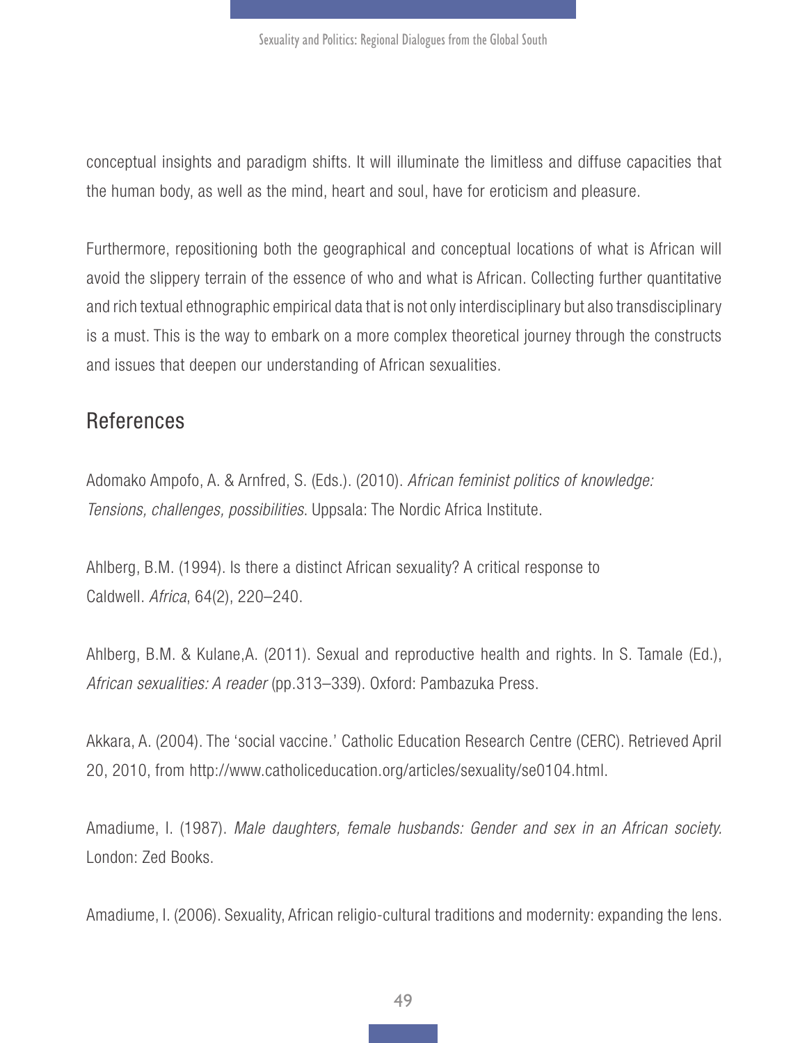conceptual insights and paradigm shifts. It will illuminate the limitless and diffuse capacities that the human body, as well as the mind, heart and soul, have for eroticism and pleasure.

Furthermore, repositioning both the geographical and conceptual locations of what is African will avoid the slippery terrain of the essence of who and what is African. Collecting further quantitative and rich textual ethnographic empirical data that is not only interdisciplinary but also transdisciplinary is a must. This is the way to embark on a more complex theoretical journey through the constructs and issues that deepen our understanding of African sexualities.

## References

Adomako Ampofo, A. & Arnfred, S. (Eds.). (2010). *African feminist politics of knowledge: Tensions, challenges, possibilities*. Uppsala: The Nordic Africa Institute.

Ahlberg, B.M. (1994). Is there a distinct African sexuality? A critical response to Caldwell. *Africa*, 64(2), 220–240.

Ahlberg, B.M. & Kulane,A. (2011). Sexual and reproductive health and rights. In S. Tamale (Ed.), *African sexualities: A reader* (pp.313–339). Oxford: Pambazuka Press.

Akkara, A. (2004). The 'social vaccine.' Catholic Education Research Centre (CERC). Retrieved April 20, 2010, from http://www.catholiceducation.org/articles/sexuality/se0104.html.

Amadiume, I. (1987). *Male daughters, female husbands: Gender and sex in an African society.* London: Zed Books.

Amadiume, I. (2006). Sexuality, African religio-cultural traditions and modernity: expanding the lens.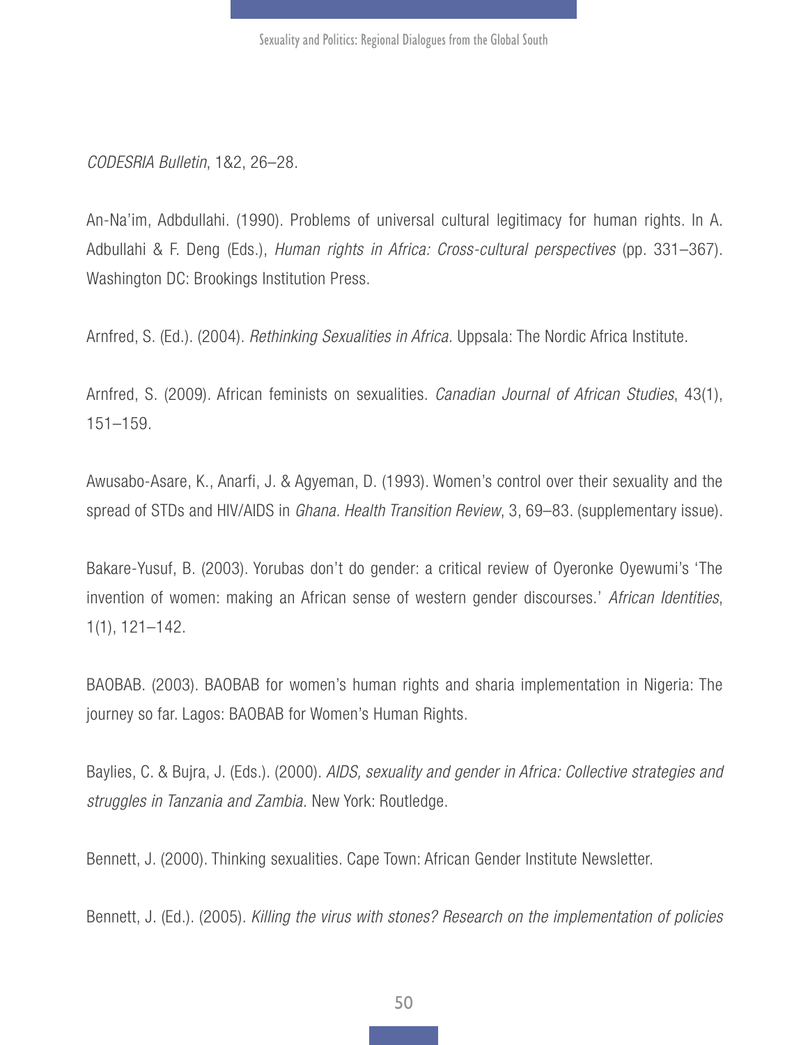*CODESRIA Bulletin*, 1&2, 26–28.

An-Na'im, Adbdullahi. (1990). Problems of universal cultural legitimacy for human rights. In A. Adbullahi & F. Deng (Eds.), *Human rights in Africa: Cross-cultural perspectives* (pp. 331–367). Washington DC: Brookings Institution Press.

Arnfred, S. (Ed.). (2004). *Rethinking Sexualities in Africa.* Uppsala: The Nordic Africa Institute.

Arnfred, S. (2009). African feminists on sexualities. *Canadian Journal of African Studies*, 43(1), 151–159.

Awusabo-Asare, K., Anarfi, J. & Agyeman, D. (1993). Women's control over their sexuality and the spread of STDs and HIV/AIDS in *Ghana. Health Transition Review*, 3, 69–83. (supplementary issue).

Bakare-Yusuf, B. (2003). Yorubas don't do gender: a critical review of Oyeronke Oyewumi's 'The invention of women: making an African sense of western gender discourses.' *African Identities*, 1(1), 121–142.

BAOBAB. (2003). BAOBAB for women's human rights and sharia implementation in Nigeria: The journey so far. Lagos: BAOBAB for Women's Human Rights.

Baylies, C. & Bujra, J. (Eds.). (2000). *AIDS, sexuality and gender in Africa: Collective strategies and struggles in Tanzania and Zambia.* New York: Routledge.

Bennett, J. (2000). Thinking sexualities. Cape Town: African Gender Institute Newsletter.

Bennett, J. (Ed.). (2005). *Killing the virus with stones? Research on the implementation of policies*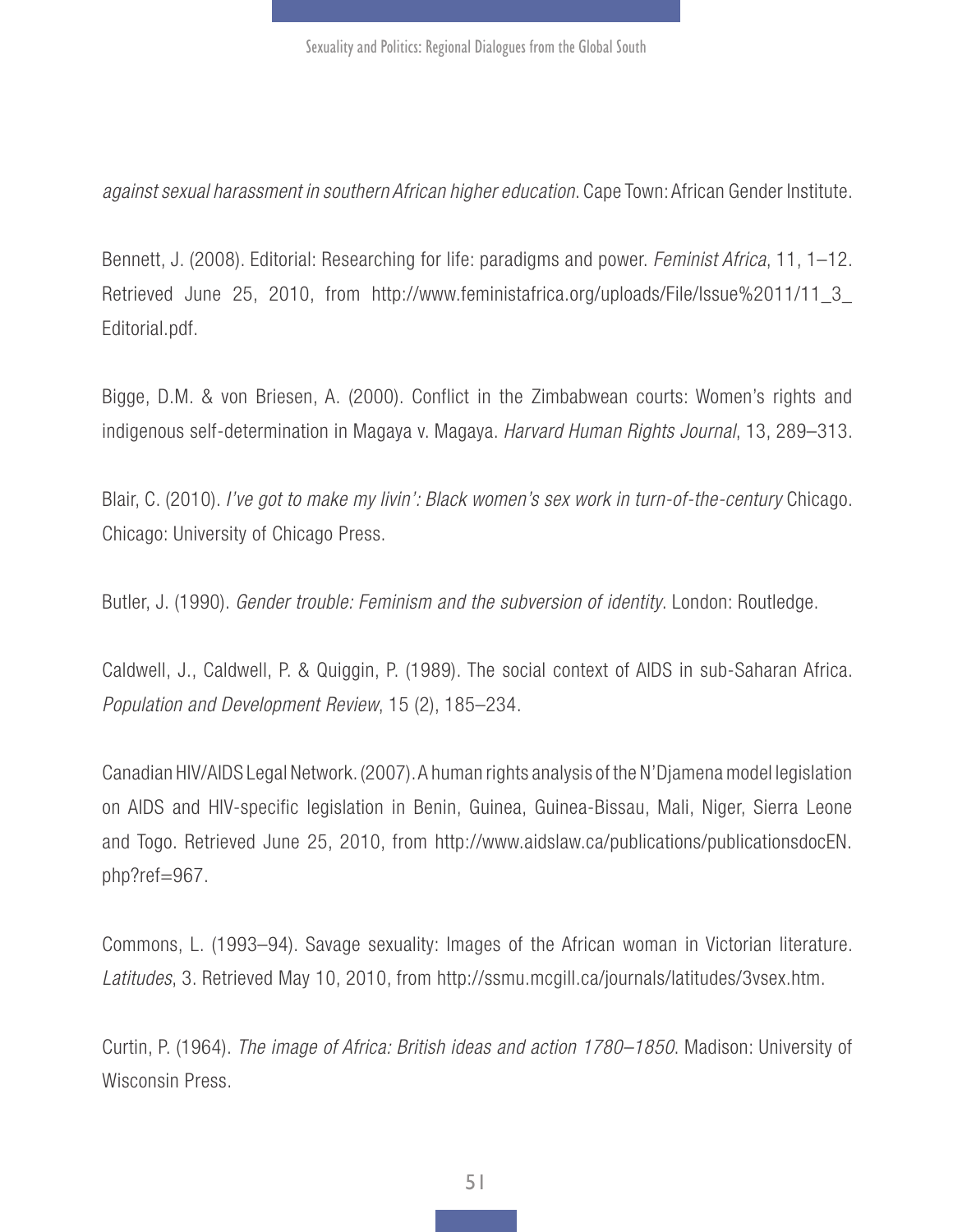*against sexual harassment in southern African higher education.* Cape Town: African Gender Institute.

Bennett, J. (2008). Editorial: Researching for life: paradigms and power. *Feminist Africa*, 11, 1–12. Retrieved June 25, 2010, from http://www.feministafrica.org/uploads/File/Issue%2011/11_3_Editorial.pdf.

Bigge, D.M. & von Briesen, A. (2000). Conflict in the Zimbabwean courts: Women's rights and indigenous self-determination in Magaya v. Magaya. *Harvard Human Rights Journal*, 13, 289–313.

Blair, C. (2010). *I've got to make my livin': Black women's sex work in turn-of-the-century* Chicago. Chicago: University of Chicago Press.

Butler, J. (1990). *Gender trouble: Feminism and the subversion of identity*. London: Routledge.

Caldwell, J., Caldwell, P. & Quiggin, P. (1989). The social context of AIDS in sub-Saharan Africa. *Population and Development Review*, 15 (2), 185–234.

Canadian HIV/AIDS Legal Network. (2007). A human rights analysis of the N'Djamena model legislation on AIDS and HIV-specific legislation in Benin, Guinea, Guinea-Bissau, Mali, Niger, Sierra Leone and Togo. Retrieved June 25, 2010, from http://www.aidslaw.ca/publications/publicationsdocEN.php?ref=967.

Commons, L. (1993–94). Savage sexuality: Images of the African woman in Victorian literature. *Latitudes*, 3. Retrieved May 10, 2010, from http://ssmu.mcgill.ca/journals/latitudes/3vsex.htm.

Curtin, P. (1964). *The image of Africa: British ideas and action 1780–1850*. Madison: University of Wisconsin Press.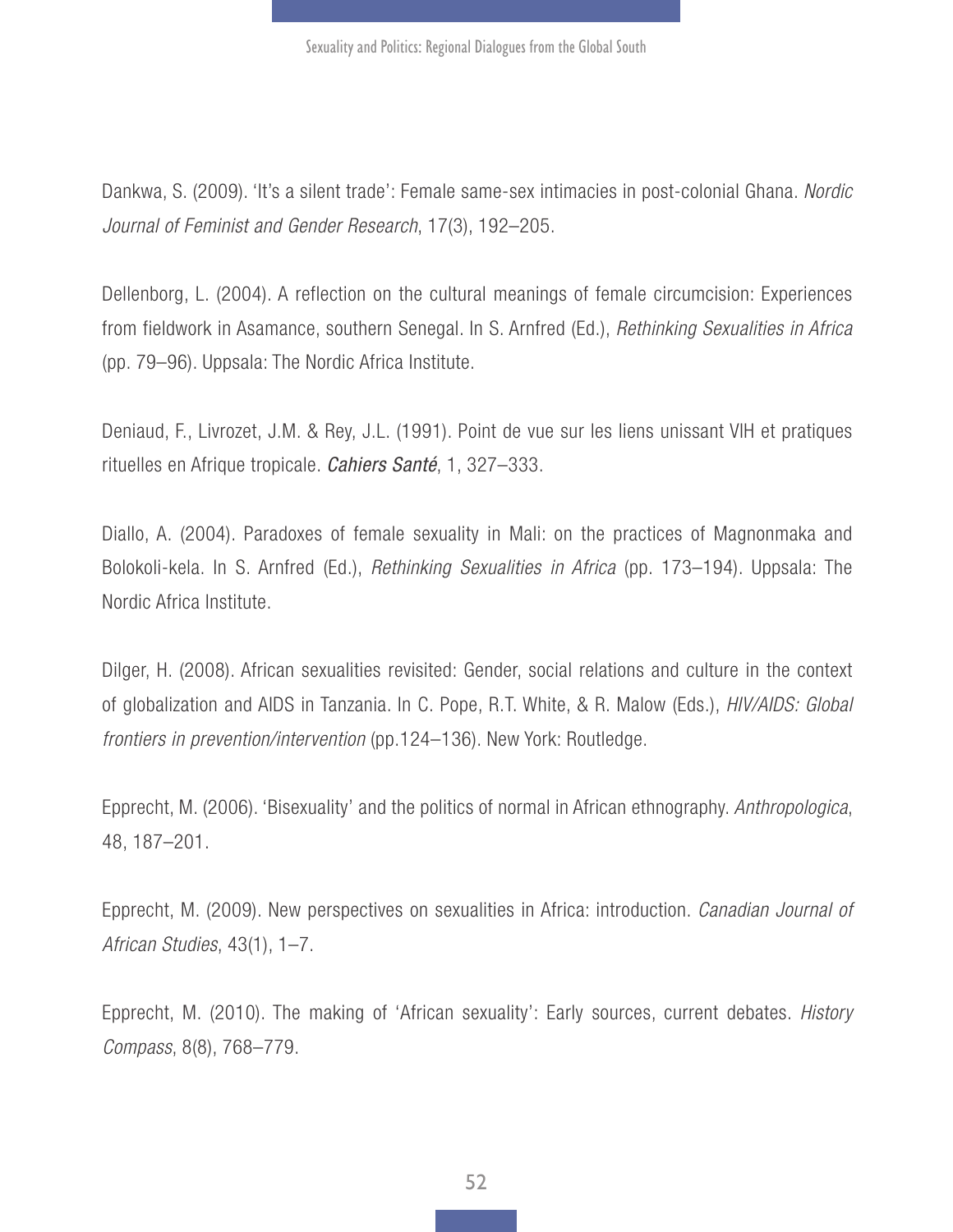Dankwa, S. (2009). 'It's a silent trade': Female same-sex intimacies in post-colonial Ghana. *Nordic Journal of Feminist and Gender Research*, 17(3), 192–205.

Dellenborg, L. (2004). A reflection on the cultural meanings of female circumcision: Experiences from fieldwork in Asamance, southern Senegal. In S. Arnfred (Ed.), *Rethinking Sexualities in Africa* (pp. 79–96). Uppsala: The Nordic Africa Institute.

Deniaud, F., Livrozet, J.M. & Rey, J.L. (1991). Point de vue sur les liens unissant VIH et pratiques rituelles en Afrique tropicale. ***Cahiers Santé***, 1, 327–333.

Diallo, A. (2004). Paradoxes of female sexuality in Mali: on the practices of Magnonmaka and Bolokoli-kela. In S. Arnfred (Ed.), *Rethinking Sexualities in Africa* (pp. 173–194). Uppsala: The Nordic Africa Institute.

Dilger, H. (2008). African sexualities revisited: Gender, social relations and culture in the context of globalization and AIDS in Tanzania. In C. Pope, R.T. White, & R. Malow (Eds.), *HIV/AIDS: Global frontiers in prevention/intervention* (pp.124–136). New York: Routledge.

Epprecht, M. (2006). 'Bisexuality' and the politics of normal in African ethnography. *Anthropologica*, 48, 187–201.

Epprecht, M. (2009). New perspectives on sexualities in Africa: introduction. *Canadian Journal of African Studies*, 43(1), 1–7.

Epprecht, M. (2010). The making of 'African sexuality': Early sources, current debates. *History Compass*, 8(8), 768–779.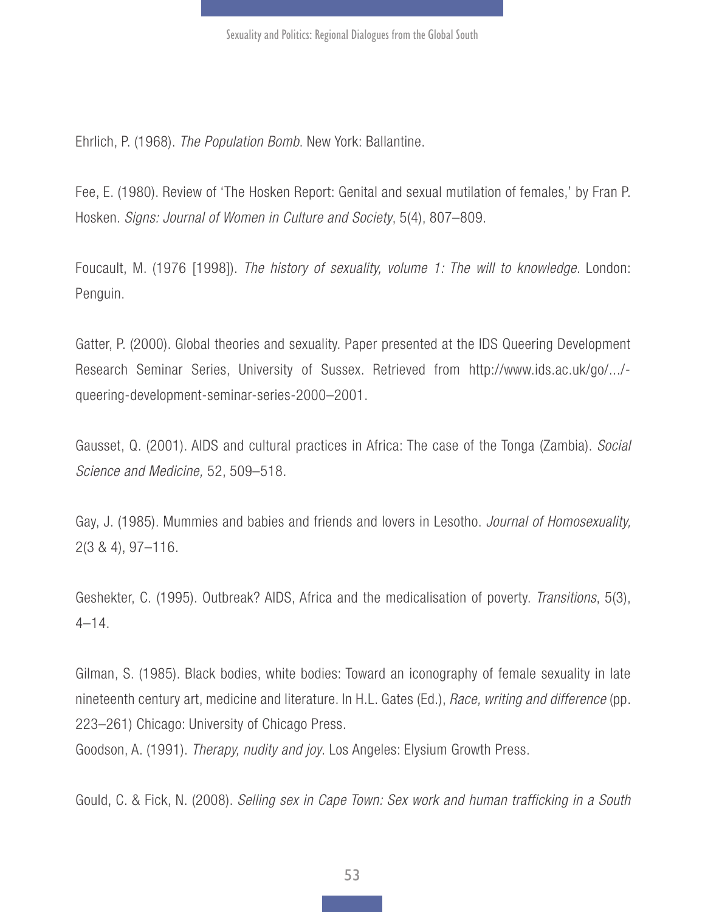Ehrlich, P. (1968). *The Population Bomb*. New York: Ballantine.

Fee, E. (1980). Review of 'The Hosken Report: Genital and sexual mutilation of females,' by Fran P. Hosken. *Signs: Journal of Women in Culture and Society*, 5(4), 807–809.

Foucault, M. (1976 [1998]). *The history of sexuality, volume 1: The will to knowledge*. London: Penguin.

Gatter, P. (2000). Global theories and sexuality. Paper presented at the IDS Queering Development Research Seminar Series, University of Sussex. Retrieved from http://www.ids.ac.uk/go/.../-queering-development-seminar-series-2000–2001.

Gausset, Q. (2001). AIDS and cultural practices in Africa: The case of the Tonga (Zambia). *Social Science and Medicine,* 52, 509–518.

Gay, J. (1985). Mummies and babies and friends and lovers in Lesotho. *Journal of Homosexuality,* 2(3 & 4), 97–116.

Geshekter, C. (1995). Outbreak? AIDS, Africa and the medicalisation of poverty. *Transitions*, 5(3), 4–14.

Gilman, S. (1985). Black bodies, white bodies: Toward an iconography of female sexuality in late nineteenth century art, medicine and literature. In H.L. Gates (Ed.), *Race, writing and difference* (pp. 223–261) Chicago: University of Chicago Press.

Goodson, A. (1991). *Therapy, nudity and joy*. Los Angeles: Elysium Growth Press.

Gould, C. & Fick, N. (2008). *Selling sex in Cape Town: Sex work and human trafficking in a South*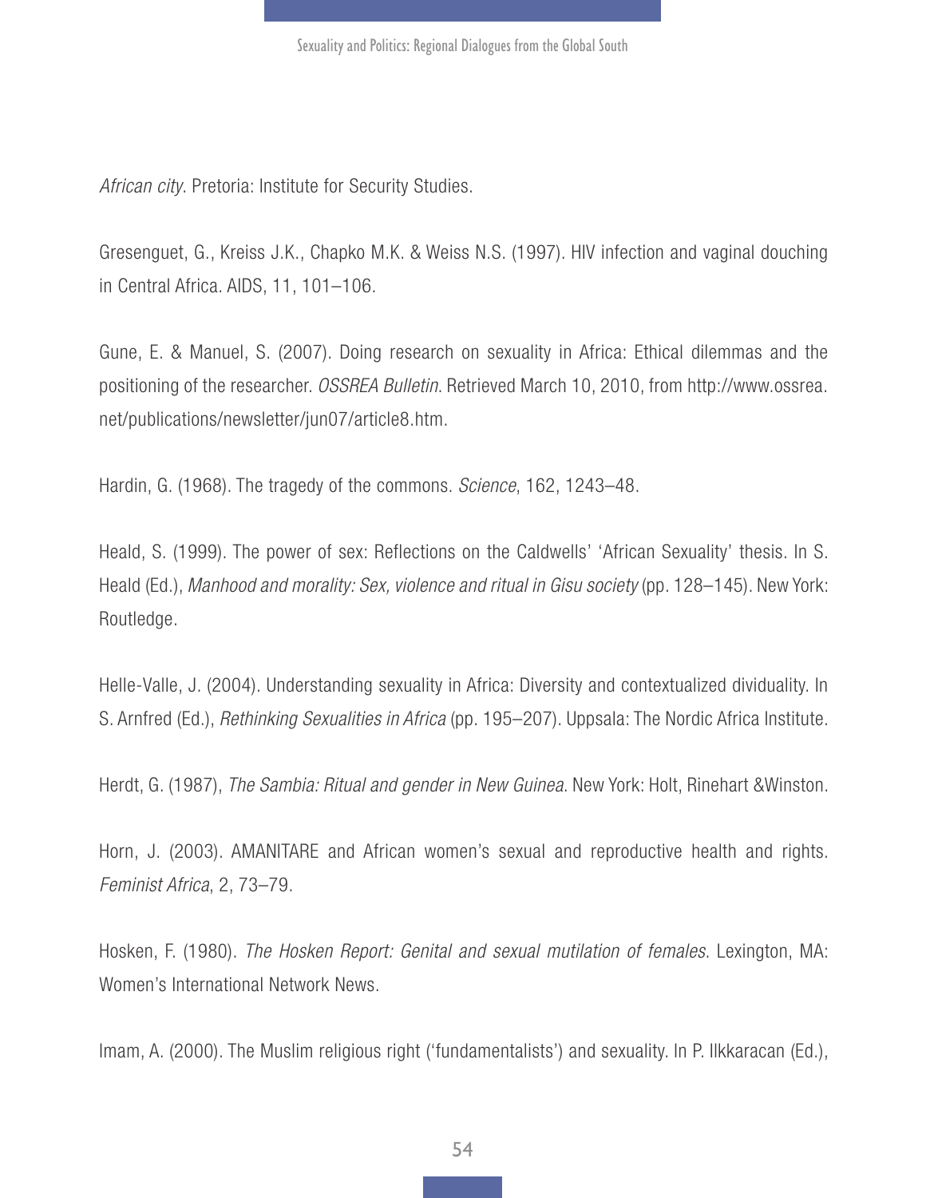*African city*. Pretoria: Institute for Security Studies.

Gresenguet, G., Kreiss J.K., Chapko M.K. & Weiss N.S. (1997). HIV infection and vaginal douching in Central Africa. AIDS, 11, 101–106.

Gune, E. & Manuel, S. (2007). Doing research on sexuality in Africa: Ethical dilemmas and the positioning of the researcher. *OSSREA Bulletin*. Retrieved March 10, 2010, from http://www.ossrea.net/publications/newsletter/jun07/article8.htm.

Hardin, G. (1968). The tragedy of the commons. *Science*, 162, 1243–48.

Heald, S. (1999). The power of sex: Reflections on the Caldwells' 'African Sexuality' thesis. In S. Heald (Ed.), *Manhood and morality: Sex, violence and ritual in Gisu society* (pp. 128–145). New York: Routledge.

Helle-Valle, J. (2004). Understanding sexuality in Africa: Diversity and contextualized dividuality. In S. Arnfred (Ed.), *Rethinking Sexualities in Africa* (pp. 195–207). Uppsala: The Nordic Africa Institute.

Herdt, G. (1987), *The Sambia: Ritual and gender in New Guinea*. New York: Holt, Rinehart &Winston.

Horn, J. (2003). AMANITARE and African women's sexual and reproductive health and rights. *Feminist Africa*, 2, 73–79.

Hosken, F. (1980). *The Hosken Report: Genital and sexual mutilation of females*. Lexington, MA: Women's International Network News.

Imam, A. (2000). The Muslim religious right ('fundamentalists') and sexuality. In P. Ilkkaracan (Ed.),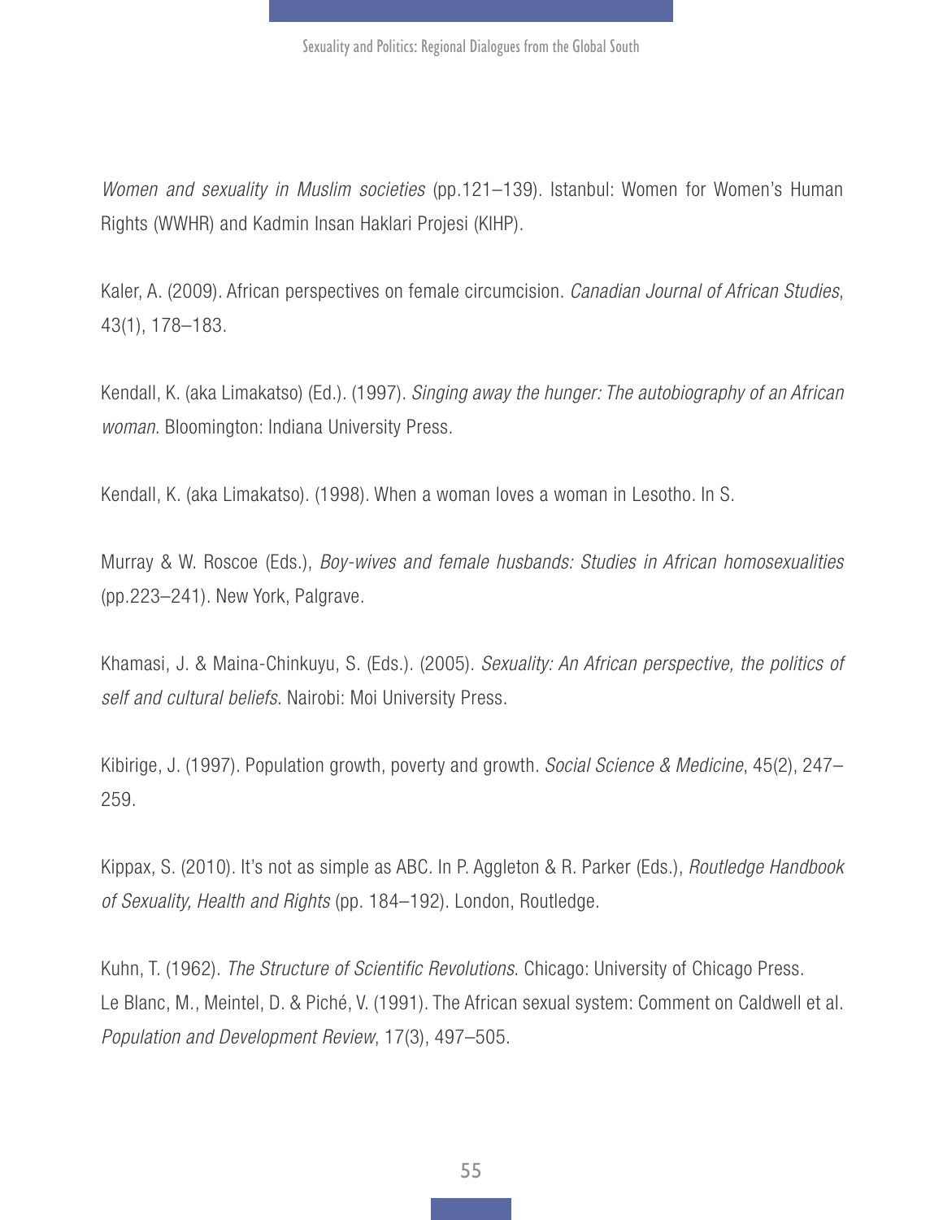*Women and sexuality in Muslim societies* (pp.121–139). Istanbul: Women for Women's Human Rights (WWHR) and Kadmin Insan Haklari Projesi (KIHP).

Kaler, A. (2009). African perspectives on female circumcision. *Canadian Journal of African Studies*, 43(1), 178–183.

Kendall, K. (aka Limakatso) (Ed.). (1997). *Singing away the hunger: The autobiography of an African woman*. Bloomington: Indiana University Press.

Kendall, K. (aka Limakatso). (1998). When a woman loves a woman in Lesotho. In S.

Murray & W. Roscoe (Eds.), *Boy-wives and female husbands: Studies in African homosexualities* (pp.223–241). New York, Palgrave.

Khamasi, J. & Maina-Chinkuyu, S. (Eds.). (2005). *Sexuality: An African perspective, the politics of self and cultural beliefs*. Nairobi: Moi University Press.

Kibirige, J. (1997). Population growth, poverty and growth. *Social Science & Medicine*, 45(2), 247–259.

Kippax, S. (2010). It's not as simple as ABC. In P. Aggleton & R. Parker (Eds.), *Routledge Handbook of Sexuality, Health and Rights* (pp. 184–192). London, Routledge.

Kuhn, T. (1962). *The Structure of Scientific Revolutions*. Chicago: University of Chicago Press.

Le Blanc, M., Meintel, D. & Piché, V. (1991). The African sexual system: Comment on Caldwell et al. *Population and Development Review*, 17(3), 497–505.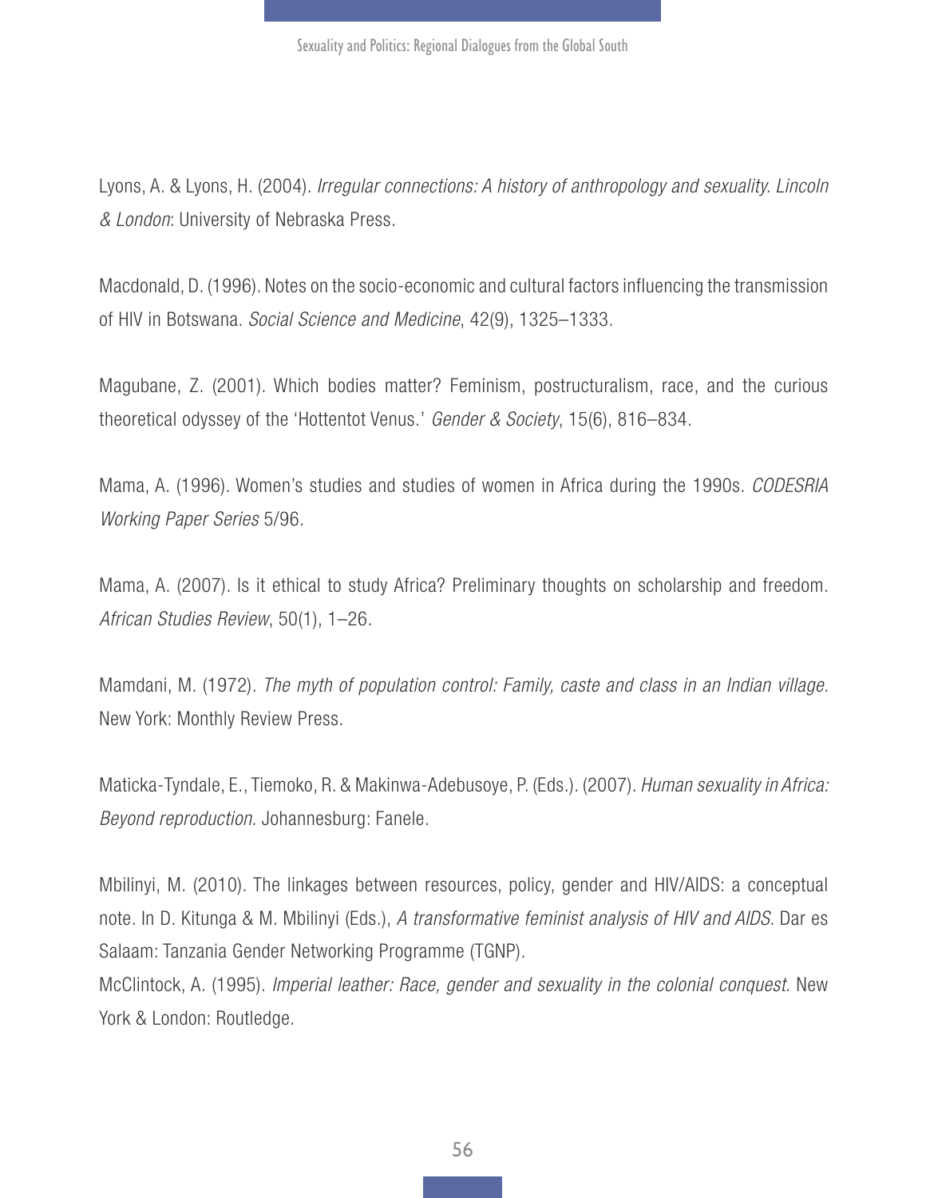Lyons, A. & Lyons, H. (2004). *Irregular connections: A history of anthropology and sexuality. Lincoln & London*: University of Nebraska Press.

Macdonald, D. (1996). Notes on the socio-economic and cultural factors influencing the transmission of HIV in Botswana. *Social Science and Medicine*, 42(9), 1325–1333.

Magubane, Z. (2001). Which bodies matter? Feminism, postructuralism, race, and the curious theoretical odyssey of the 'Hottentot Venus.' *Gender & Society*, 15(6), 816–834.

Mama, A. (1996). Women's studies and studies of women in Africa during the 1990s. *CODESRIA Working Paper Series* 5/96.

Mama, A. (2007). Is it ethical to study Africa? Preliminary thoughts on scholarship and freedom. *African Studies Review*, 50(1), 1–26.

Mamdani, M. (1972). *The myth of population control: Family, caste and class in an Indian village.* New York: Monthly Review Press.

Maticka-Tyndale, E., Tiemoko, R. & Makinwa-Adebusoye, P. (Eds.). (2007). *Human sexuality in Africa: Beyond reproduction*. Johannesburg: Fanele.

Mbilinyi, M. (2010). The linkages between resources, policy, gender and HIV/AIDS: a conceptual note. In D. Kitunga & M. Mbilinyi (Eds.), *A transformative feminist analysis of HIV and AIDS*. Dar es Salaam: Tanzania Gender Networking Programme (TGNP).

McClintock, A. (1995). *Imperial leather: Race, gender and sexuality in the colonial conquest*. New York & London: Routledge.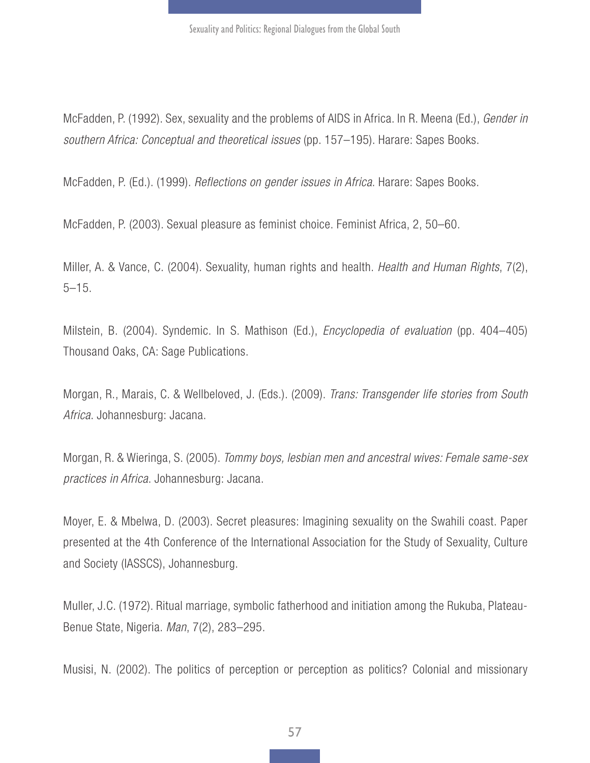McFadden, P. (1992). Sex, sexuality and the problems of AIDS in Africa. In R. Meena (Ed.), *Gender in southern Africa: Conceptual and theoretical issues* (pp. 157–195). Harare: Sapes Books.

McFadden, P. (Ed.). (1999). *Reflections on gender issues in Africa*. Harare: Sapes Books.

McFadden, P. (2003). Sexual pleasure as feminist choice. Feminist Africa, 2, 50–60.

Miller, A. & Vance, C. (2004). Sexuality, human rights and health. *Health and Human Rights*, 7(2), 5–15.

Milstein, B. (2004). Syndemic. In S. Mathison (Ed.), *Encyclopedia of evaluation* (pp. 404–405) Thousand Oaks, CA: Sage Publications.

Morgan, R., Marais, C. & Wellbeloved, J. (Eds.). (2009). *Trans: Transgender life stories from South Africa*. Johannesburg: Jacana.

Morgan, R. & Wieringa, S. (2005). *Tommy boys, lesbian men and ancestral wives: Female same-sex practices in Africa*. Johannesburg: Jacana.

Moyer, E. & Mbelwa, D. (2003). Secret pleasures: Imagining sexuality on the Swahili coast. Paper presented at the 4th Conference of the International Association for the Study of Sexuality, Culture and Society (IASSCS), Johannesburg.

Muller, J.C. (1972). Ritual marriage, symbolic fatherhood and initiation among the Rukuba, Plateau-Benue State, Nigeria. *Man*, 7(2), 283–295.

Musisi, N. (2002). The politics of perception or perception as politics? Colonial and missionary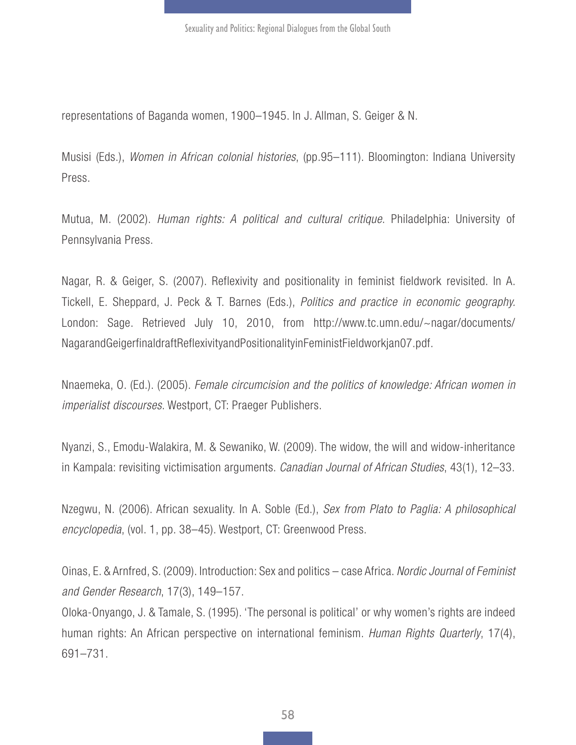representations of Baganda women, 1900–1945. In J. Allman, S. Geiger & N.

Musisi (Eds.), *Women in African colonial histories*, (pp.95–111). Bloomington: Indiana University Press.

Mutua, M. (2002). *Human rights: A political and cultural critique*. Philadelphia: University of Pennsylvania Press.

Nagar, R. & Geiger, S. (2007). Reflexivity and positionality in feminist fieldwork revisited. In A. Tickell, E. Sheppard, J. Peck & T. Barnes (Eds.), *Politics and practice in economic geography.* London: Sage. Retrieved July 10, 2010, from http://www.tc.umn.edu/~nagar/documents/NagarandGeigerfinaldraftReflexivityandPositionalityinFeministFieldworkjan07.pdf.

Nnaemeka, O. (Ed.). (2005). *Female circumcision and the politics of knowledge: African women in imperialist discourses*. Westport, CT: Praeger Publishers.

Nyanzi, S., Emodu-Walakira, M. & Sewaniko, W. (2009). The widow, the will and widow-inheritance in Kampala: revisiting victimisation arguments. *Canadian Journal of African Studies*, 43(1), 12–33.

Nzegwu, N. (2006). African sexuality. In A. Soble (Ed.), *Sex from Plato to Paglia: A philosophical encyclopedia*, (vol. 1, pp. 38–45). Westport, CT: Greenwood Press.

Oinas, E. & Arnfred, S. (2009). Introduction: Sex and politics – case Africa. *Nordic Journal of Feminist and Gender Research*, 17(3), 149–157.

Oloka-Onyango, J. & Tamale, S. (1995). 'The personal is political' or why women's rights are indeed human rights: An African perspective on international feminism. *Human Rights Quarterly*, 17(4), 691–731.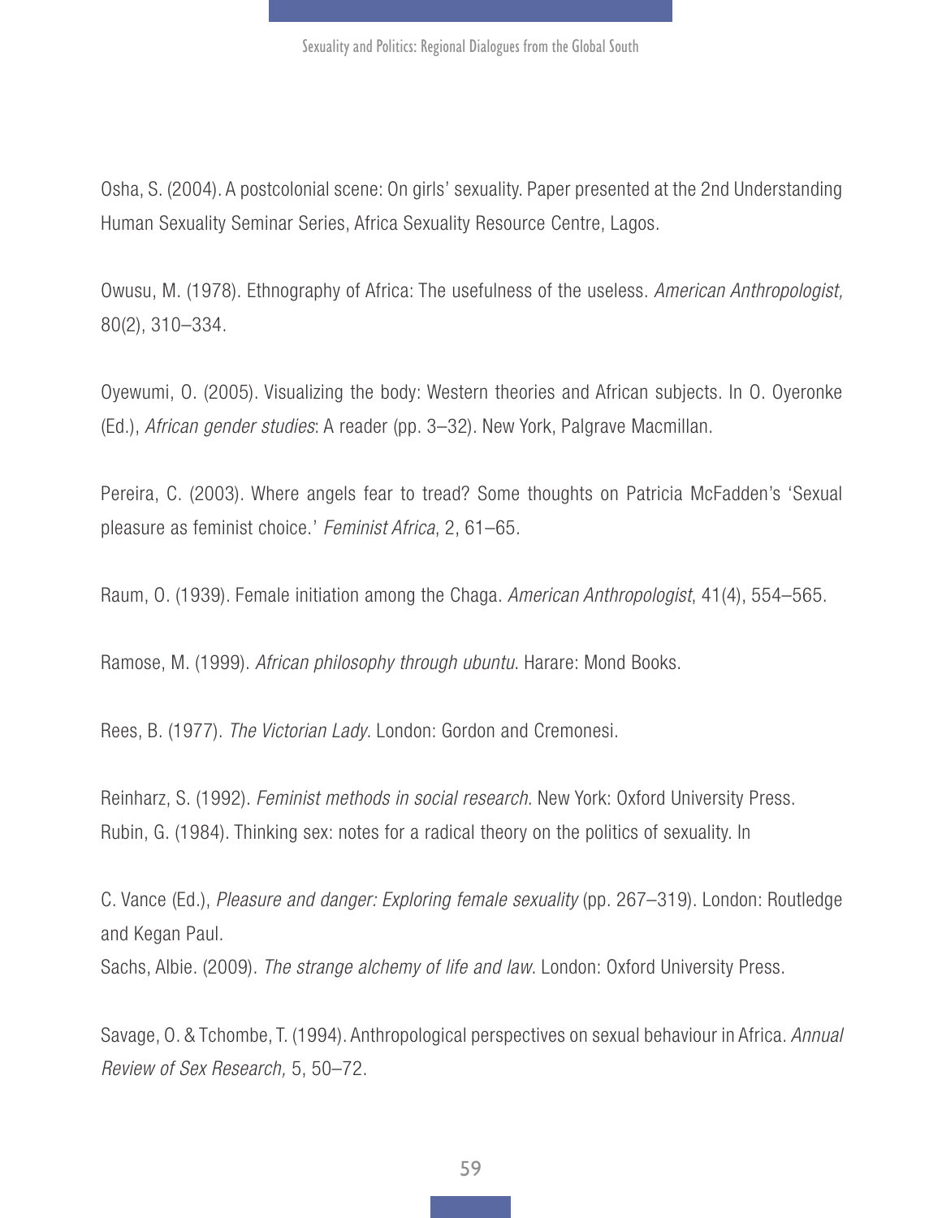Osha, S. (2004). A postcolonial scene: On girls' sexuality. Paper presented at the 2nd Understanding Human Sexuality Seminar Series, Africa Sexuality Resource Centre, Lagos.

Owusu, M. (1978). Ethnography of Africa: The usefulness of the useless. *American Anthropologist,* 80(2), 310–334.

Oyewumi, O. (2005). Visualizing the body: Western theories and African subjects. In O. Oyeronke (Ed.), *African gender studies*: A reader (pp. 3–32). New York, Palgrave Macmillan.

Pereira, C. (2003). Where angels fear to tread? Some thoughts on Patricia McFadden's 'Sexual pleasure as feminist choice.' *Feminist Africa*, 2, 61–65.

Raum, O. (1939). Female initiation among the Chaga. *American Anthropologist*, 41(4), 554–565.

Ramose, M. (1999). *African philosophy through ubuntu*. Harare: Mond Books.

Rees, B. (1977). *The Victorian Lady*. London: Gordon and Cremonesi.

Reinharz, S. (1992). *Feminist methods in social research*. New York: Oxford University Press.

Rubin, G. (1984). Thinking sex: notes for a radical theory on the politics of sexuality. In C. Vance (Ed.), *Pleasure and danger: Exploring female sexuality* (pp. 267–319). London: Routledge and Kegan Paul.

Sachs, Albie. (2009). *The strange alchemy of life and law*. London: Oxford University Press.

Savage, O. & Tchombe, T. (1994). Anthropological perspectives on sexual behaviour in Africa. *Annual Review of Sex Research,* 5, 50–72.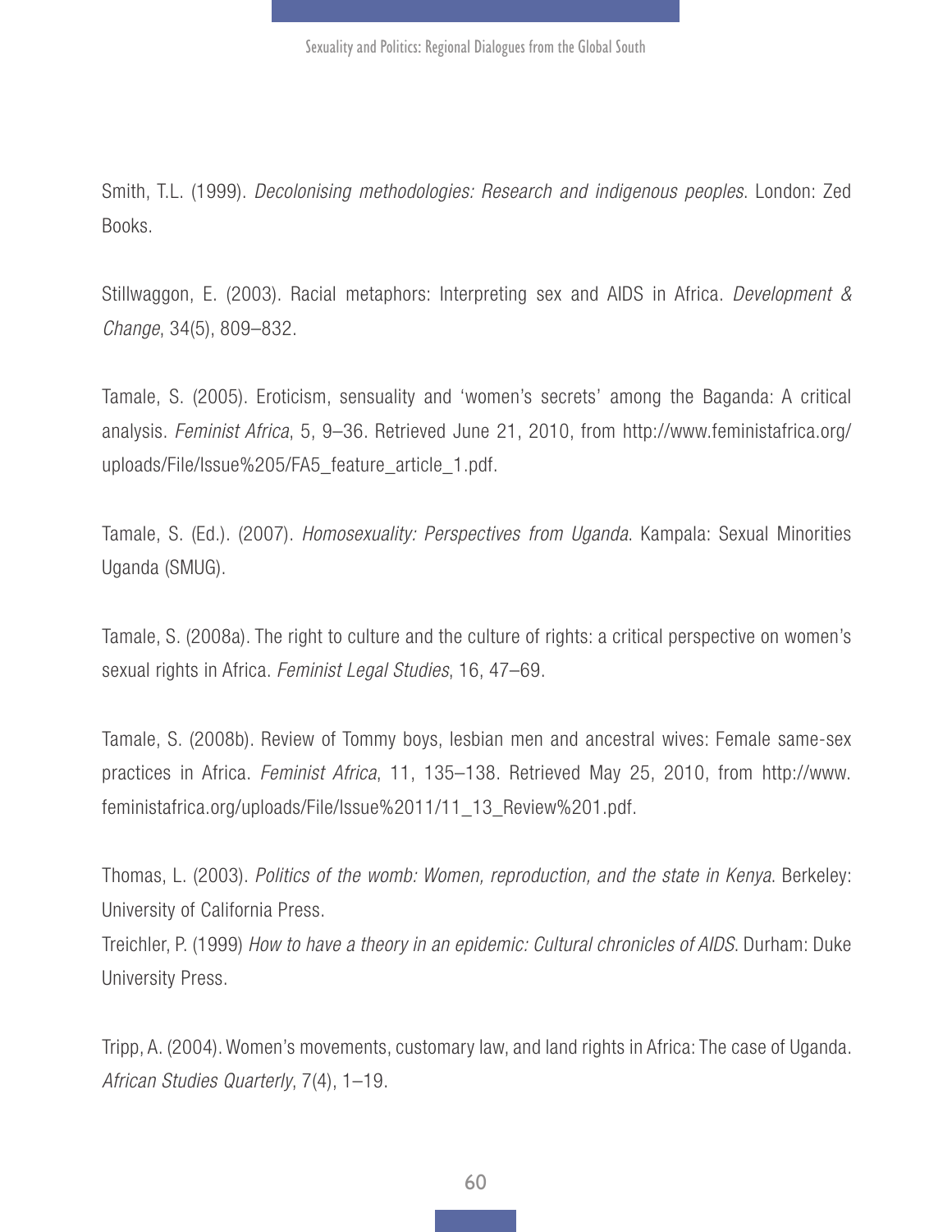Smith, T.L. (1999). *Decolonising methodologies: Research and indigenous peoples*. London: Zed Books.

Stillwaggon, E. (2003). Racial metaphors: Interpreting sex and AIDS in Africa. *Development & Change*, 34(5), 809–832.

Tamale, S. (2005). Eroticism, sensuality and 'women's secrets' among the Baganda: A critical analysis. *Feminist Africa*, 5, 9–36. Retrieved June 21, 2010, from http://www.feministafrica.org/uploads/File/Issue%205/FA5_feature_article_1.pdf.

Tamale, S. (Ed.). (2007). *Homosexuality: Perspectives from Uganda*. Kampala: Sexual Minorities Uganda (SMUG).

Tamale, S. (2008a). The right to culture and the culture of rights: a critical perspective on women's sexual rights in Africa. *Feminist Legal Studies*, 16, 47–69.

Tamale, S. (2008b). Review of Tommy boys, lesbian men and ancestral wives: Female same-sex practices in Africa. *Feminist Africa*, 11, 135–138. Retrieved May 25, 2010, from http://www.feministafrica.org/uploads/File/Issue%2011/11_13_Review%201.pdf.

Thomas, L. (2003). *Politics of the womb: Women, reproduction, and the state in Kenya*. Berkeley: University of California Press.

Treichler, P. (1999) *How to have a theory in an epidemic: Cultural chronicles of AIDS*. Durham: Duke University Press.

Tripp, A. (2004). Women's movements, customary law, and land rights in Africa: The case of Uganda. *African Studies Quarterly*, 7(4), 1–19.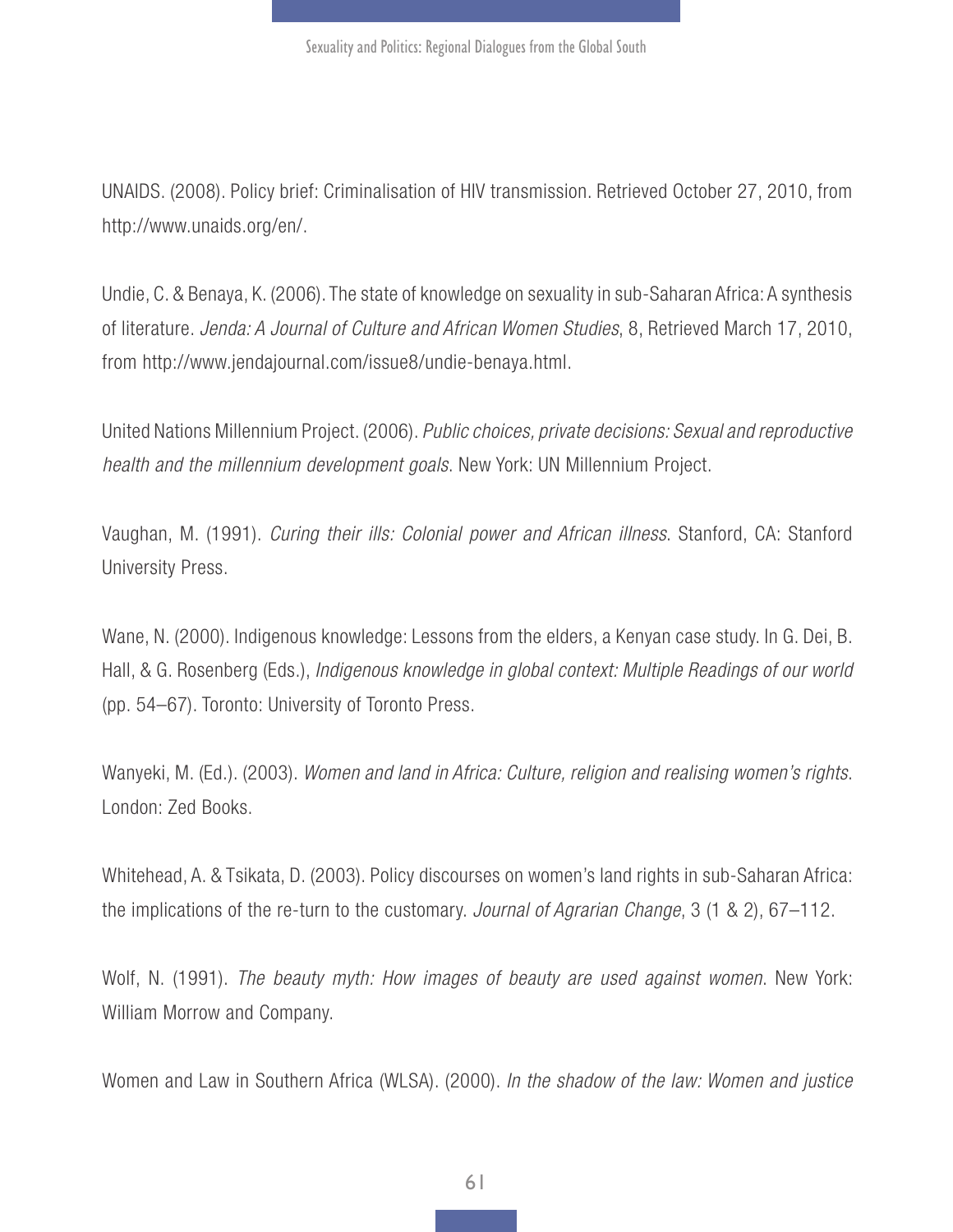UNAIDS. (2008). Policy brief: Criminalisation of HIV transmission. Retrieved October 27, 2010, from http://www.unaids.org/en/.

Undie, C. & Benaya, K. (2006). The state of knowledge on sexuality in sub-Saharan Africa: A synthesis of literature. *Jenda: A Journal of Culture and African Women Studies*, 8, Retrieved March 17, 2010, from http://www.jendajournal.com/issue8/undie-benaya.html.

United Nations Millennium Project. (2006). *Public choices, private decisions: Sexual and reproductive health and the millennium development goals*. New York: UN Millennium Project.

Vaughan, M. (1991). *Curing their ills: Colonial power and African illness*. Stanford, CA: Stanford University Press.

Wane, N. (2000). Indigenous knowledge: Lessons from the elders, a Kenyan case study. In G. Dei, B. Hall, & G. Rosenberg (Eds.), *Indigenous knowledge in global context: Multiple Readings of our world* (pp. 54–67). Toronto: University of Toronto Press.

Wanyeki, M. (Ed.). (2003). *Women and land in Africa: Culture, religion and realising women's rights*. London: Zed Books.

Whitehead, A. & Tsikata, D. (2003). Policy discourses on women's land rights in sub-Saharan Africa: the implications of the re-turn to the customary. *Journal of Agrarian Change*, 3 (1 & 2), 67–112.

Wolf, N. (1991). *The beauty myth: How images of beauty are used against women*. New York: William Morrow and Company.

Women and Law in Southern Africa (WLSA). (2000). *In the shadow of the law: Women and justice*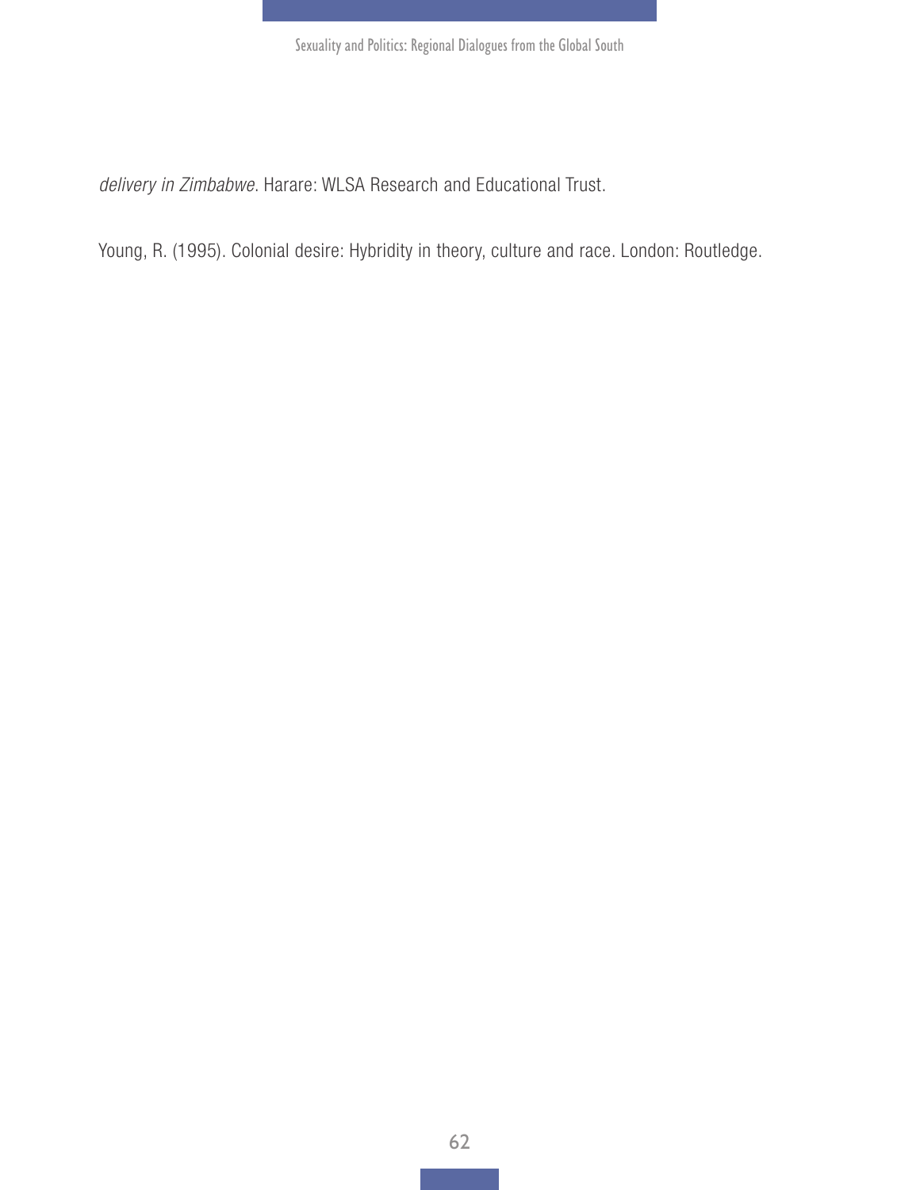*delivery in Zimbabwe*. Harare: WLSA Research and Educational Trust.

Young, R. (1995). Colonial desire: Hybridity in theory, culture and race. London: Routledge.